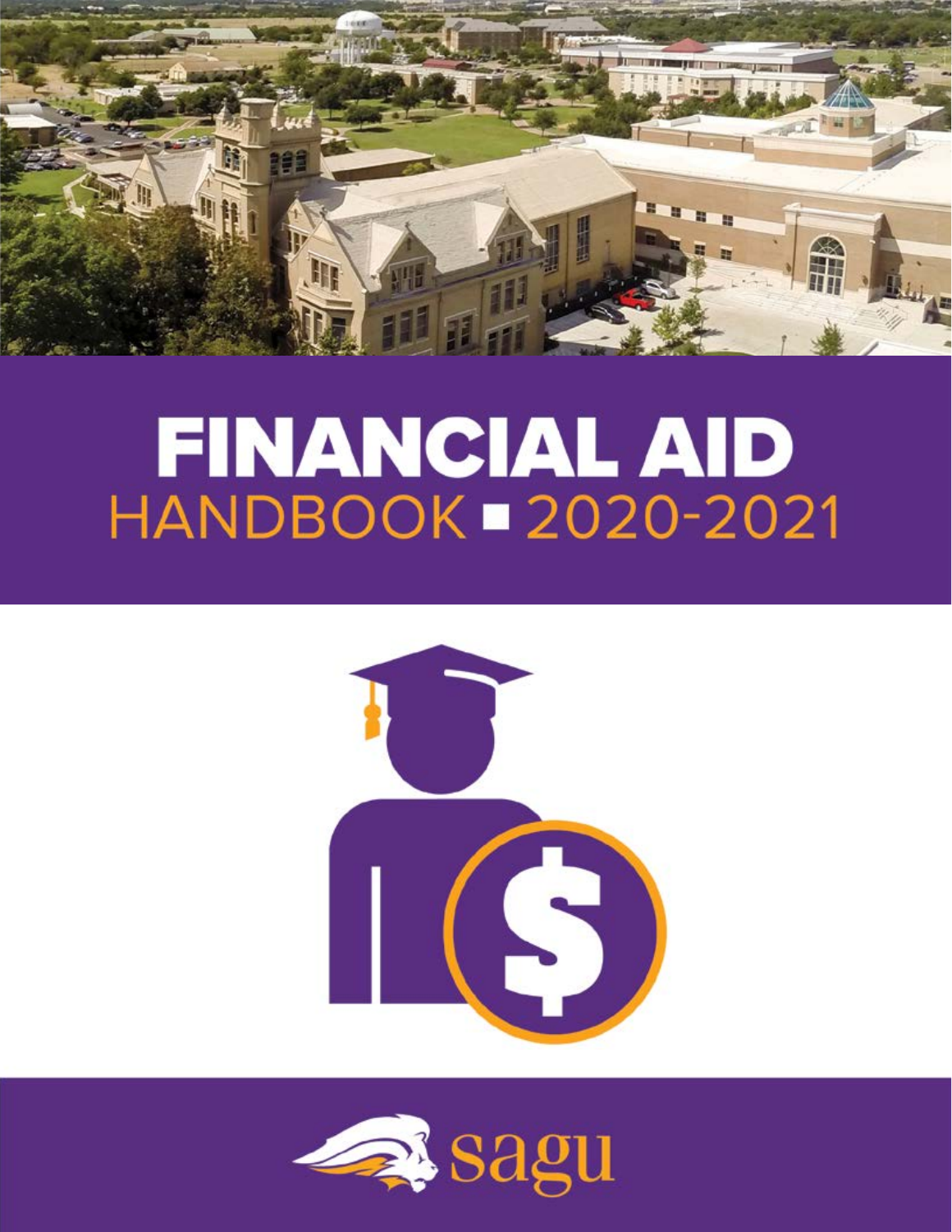# FINANCIAL AID

## HANDBOOK ■ 2020-2021

sagu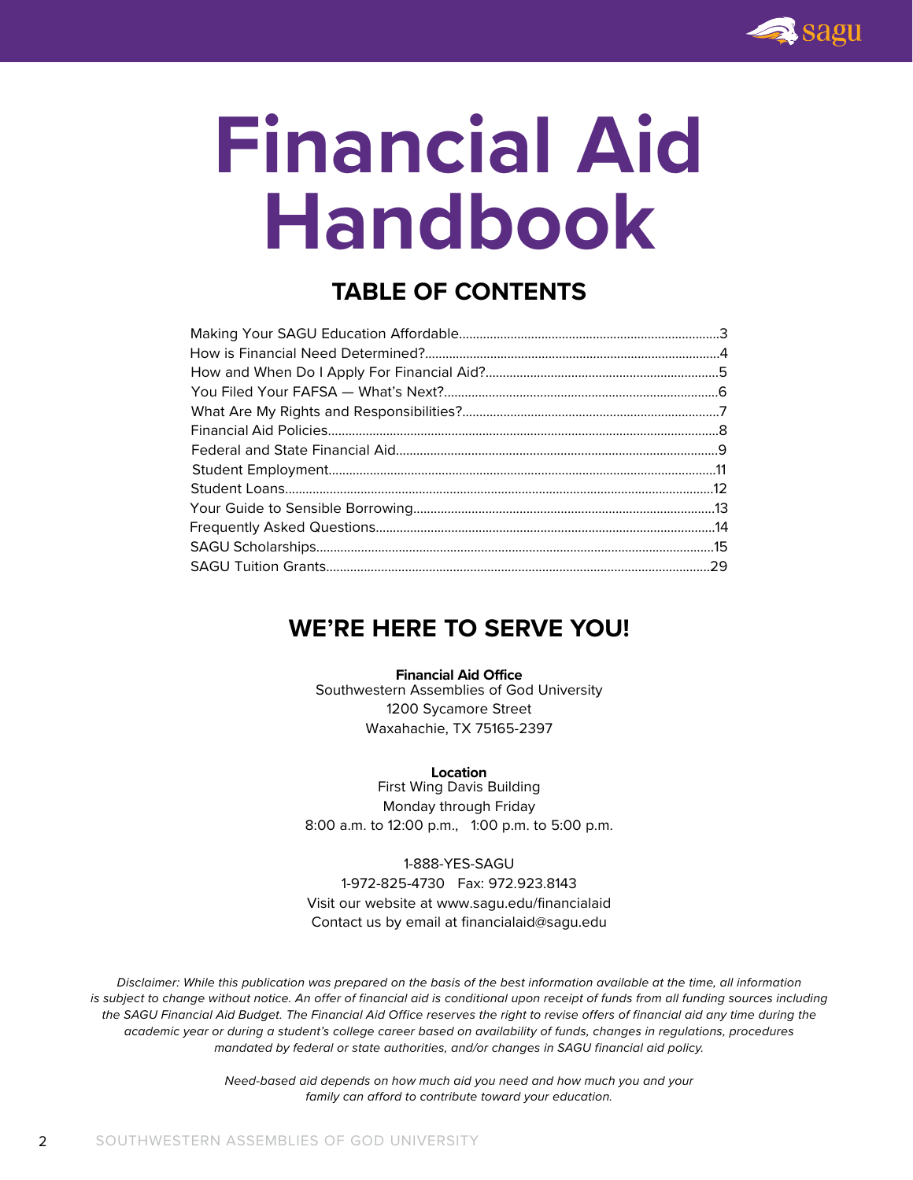# Financial Aid Handbook

## TABLE OF CONTENTS

| Section | Page |
|---|---|
| Making Your SAGU Education Affordable | 3 |
| How is Financial Need Determined? | 4 |
| How and When Do I Apply For Financial Aid? | 5 |
| You Filed Your FAFSA — What's Next? | 6 |
| What Are My Rights and Responsibilities? | 7 |
| Financial Aid Policies | 8 |
| Federal and State Financial Aid | 9 |
| Student Employment | 11 |
| Student Loans | 12 |
| Your Guide to Sensible Borrowing | 13 |
| Frequently Asked Questions | 14 |
| SAGU Scholarships | 15 |
| SAGU Tuition Grants | 29 |

## WE'RE HERE TO SERVE YOU!

**Financial Aid Office**
Southwestern Assemblies of God University
1200 Sycamore Street
Waxahachie, TX 75165-2397

**Location**
First Wing Davis Building
Monday through Friday
8:00 a.m. to 12:00 p.m., 1:00 p.m. to 5:00 p.m.

1-888-YES-SAGU
1-972-825-4730 Fax: 972.923.8143
Visit our website at www.sagu.edu/financialaid
Contact us by email at financialaid@sagu.edu

*Disclaimer: While this publication was prepared on the basis of the best information available at the time, all information is subject to change without notice. An offer of financial aid is conditional upon receipt of funds from all funding sources including the SAGU Financial Aid Budget. The Financial Aid Office reserves the right to revise offers of financial aid any time during the academic year or during a student's college career based on availability of funds, changes in regulations, procedures mandated by federal or state authorities, and/or changes in SAGU financial aid policy.*

*Need-based aid depends on how much aid you need and how much you and your family can afford to contribute toward your education.*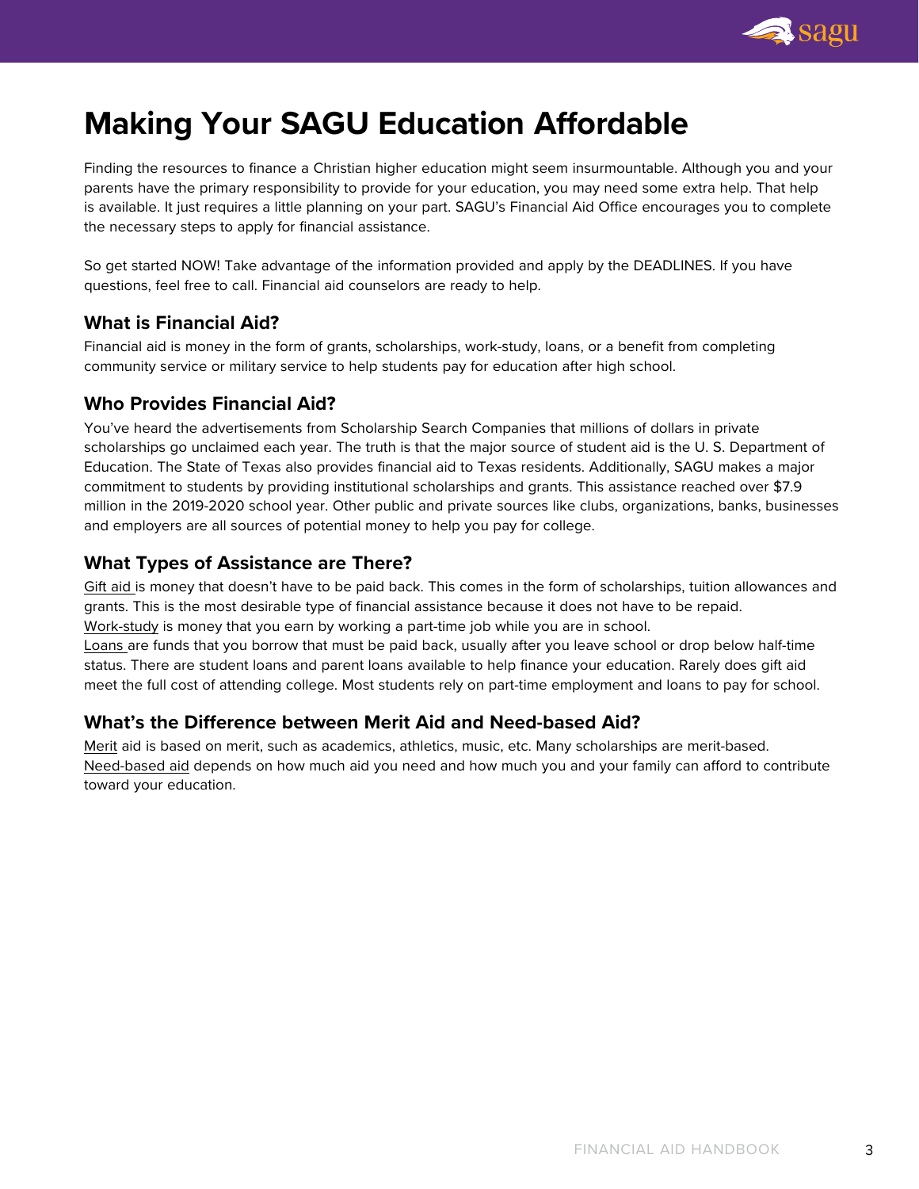# Making Your SAGU Education Affordable

Finding the resources to finance a Christian higher education might seem insurmountable. Although you and your parents have the primary responsibility to provide for your education, you may need some extra help. That help is available. It just requires a little planning on your part. SAGU's Financial Aid Office encourages you to complete the necessary steps to apply for financial assistance.

So get started NOW! Take advantage of the information provided and apply by the DEADLINES. If you have questions, feel free to call. Financial aid counselors are ready to help.

## What is Financial Aid?

Financial aid is money in the form of grants, scholarships, work-study, loans, or a benefit from completing community service or military service to help students pay for education after high school.

## Who Provides Financial Aid?

You've heard the advertisements from Scholarship Search Companies that millions of dollars in private scholarships go unclaimed each year. The truth is that the major source of student aid is the U. S. Department of Education. The State of Texas also provides financial aid to Texas residents. Additionally, SAGU makes a major commitment to students by providing institutional scholarships and grants. This assistance reached over $7.9 million in the 2019-2020 school year. Other public and private sources like clubs, organizations, banks, businesses and employers are all sources of potential money to help you pay for college.

## What Types of Assistance are There?

Gift aid is money that doesn't have to be paid back. This comes in the form of scholarships, tuition allowances and grants. This is the most desirable type of financial assistance because it does not have to be repaid.
Work-study is money that you earn by working a part-time job while you are in school.
Loans are funds that you borrow that must be paid back, usually after you leave school or drop below half-time status. There are student loans and parent loans available to help finance your education. Rarely does gift aid meet the full cost of attending college. Most students rely on part-time employment and loans to pay for school.

## What's the Difference between Merit Aid and Need-based Aid?

Merit aid is based on merit, such as academics, athletics, music, etc. Many scholarships are merit-based.
Need-based aid depends on how much aid you need and how much you and your family can afford to contribute toward your education.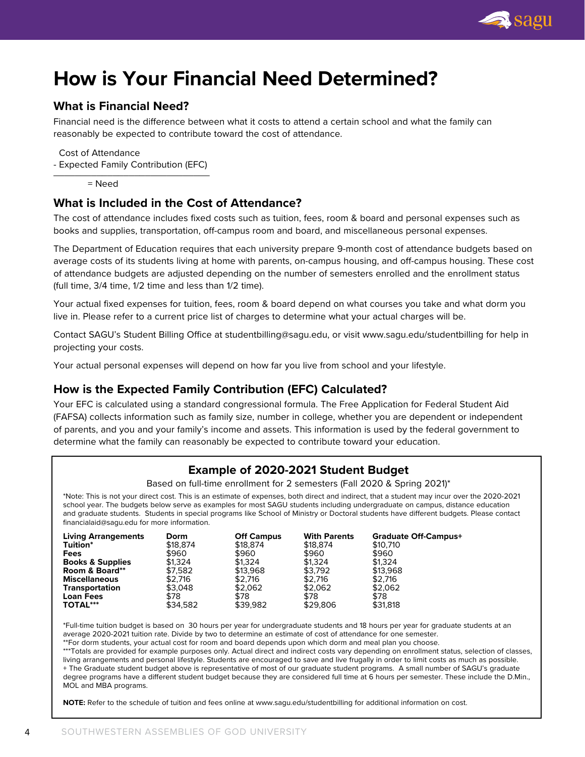# How is Your Financial Need Determined?

## What is Financial Need?

Financial need is the difference between what it costs to attend a certain school and what the family can reasonably be expected to contribute toward the cost of attendance.

  Cost of Attendance
- Expected Family Contribution (EFC)
________________________________
        = Need

## What is Included in the Cost of Attendance?

The cost of attendance includes fixed costs such as tuition, fees, room & board and personal expenses such as books and supplies, transportation, off-campus room and board, and miscellaneous personal expenses.

The Department of Education requires that each university prepare 9-month cost of attendance budgets based on average costs of its students living at home with parents, on-campus housing, and off-campus housing. These cost of attendance budgets are adjusted depending on the number of semesters enrolled and the enrollment status (full time, 3/4 time, 1/2 time and less than 1/2 time).

Your actual fixed expenses for tuition, fees, room & board depend on what courses you take and what dorm you live in. Please refer to a current price list of charges to determine what your actual charges will be.

Contact SAGU's Student Billing Office at studentbilling@sagu.edu, or visit www.sagu.edu/studentbilling for help in projecting your costs.

Your actual personal expenses will depend on how far you live from school and your lifestyle.

## How is the Expected Family Contribution (EFC) Calculated?

Your EFC is calculated using a standard congressional formula. The Free Application for Federal Student Aid (FAFSA) collects information such as family size, number in college, whether you are dependent or independent of parents, and you and your family's income and assets. This information is used by the federal government to determine what the family can reasonably be expected to contribute toward your education.

### Example of 2020-2021 Student Budget

Based on full-time enrollment for 2 semesters (Fall 2020 & Spring 2021)*

*Note: This is not your direct cost. This is an estimate of expenses, both direct and indirect, that a student may incur over the 2020-2021 school year. The budgets below serve as examples for most SAGU students including undergraduate on campus, distance education and graduate students. Students in special programs like School of Ministry or Doctoral students have different budgets. Please contact financialaid@sagu.edu for more information.

| **Living Arrangements** | **Dorm** | **Off Campus** | **With Parents** | **Graduate Off-Campus+** |
|---|---|---|---|---|
| **Tuition*** | $18,874 | $18,874 | $18,874 | $10,710 |
| **Fees** | $960 | $960 | $960 | $960 |
| **Books & Supplies** | $1,324 | $1,324 | $1,324 | $1,324 |
| **Room & Board**** | $7,582 | $13,968 | $3,792 | $13,968 |
| **Miscellaneous** | $2,716 | $2,716 | $2,716 | $2,716 |
| **Transportation** | $3,048 | $2,062 | $2,062 | $2,062 |
| **Loan Fees** | $78 | $78 | $78 | $78 |
| **TOTAL***** | $34,582 | $39,982 | $29,806 | $31,818 |

*Full-time tuition budget is based on 30 hours per year for undergraduate students and 18 hours per year for graduate students at an average 2020-2021 tuition rate. Divide by two to determine an estimate of cost of attendance for one semester.

**For dorm students, your actual cost for room and board depends upon which dorm and meal plan you choose.

***Totals are provided for example purposes only. Actual direct and indirect costs vary depending on enrollment status, selection of classes, living arrangements and personal lifestyle. Students are encouraged to save and live frugally in order to limit costs as much as possible.

+ The Graduate student budget above is representative of most of our graduate student programs. A small number of SAGU's graduate degree programs have a different student budget because they are considered full time at 6 hours per semester. These include the D.Min., MOL and MBA programs.

**NOTE:** Refer to the schedule of tuition and fees online at www.sagu.edu/studentbilling for additional information on cost.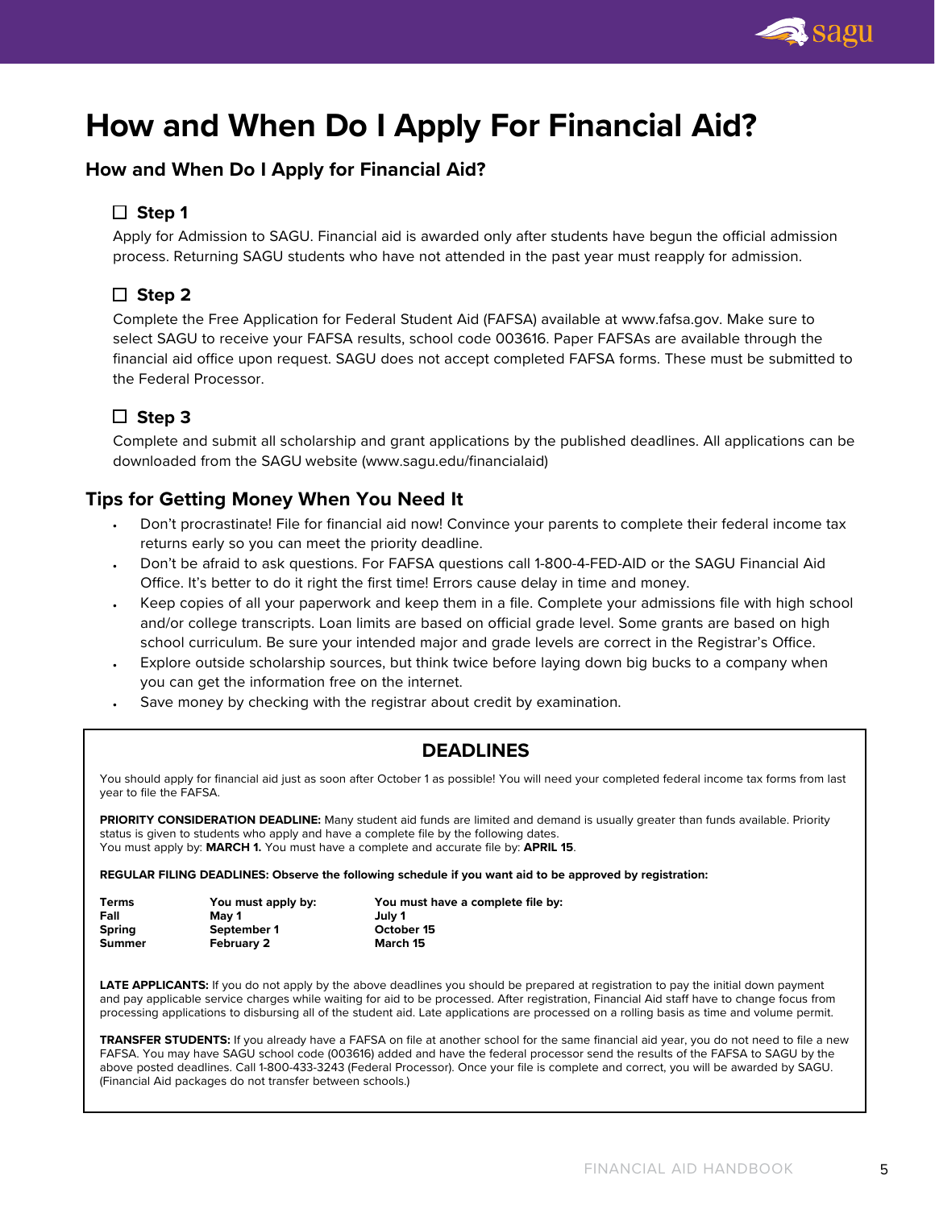# How and When Do I Apply For Financial Aid?

## How and When Do I Apply for Financial Aid?

### ☐ Step 1

Apply for Admission to SAGU. Financial aid is awarded only after students have begun the official admission process. Returning SAGU students who have not attended in the past year must reapply for admission.

### ☐ Step 2

Complete the Free Application for Federal Student Aid (FAFSA) available at www.fafsa.gov. Make sure to select SAGU to receive your FAFSA results, school code 003616. Paper FAFSAs are available through the financial aid office upon request. SAGU does not accept completed FAFSA forms. These must be submitted to the Federal Processor.

### ☐ Step 3

Complete and submit all scholarship and grant applications by the published deadlines. All applications can be downloaded from the SAGU website (www.sagu.edu/financialaid)

## Tips for Getting Money When You Need It

- Don't procrastinate! File for financial aid now! Convince your parents to complete their federal income tax returns early so you can meet the priority deadline.
- Don't be afraid to ask questions. For FAFSA questions call 1-800-4-FED-AID or the SAGU Financial Aid Office. It's better to do it right the first time! Errors cause delay in time and money.
- Keep copies of all your paperwork and keep them in a file. Complete your admissions file with high school and/or college transcripts. Loan limits are based on official grade level. Some grants are based on high school curriculum. Be sure your intended major and grade levels are correct in the Registrar's Office.
- Explore outside scholarship sources, but think twice before laying down big bucks to a company when you can get the information free on the internet.
- Save money by checking with the registrar about credit by examination.

## DEADLINES

You should apply for financial aid just as soon after October 1 as possible! You will need your completed federal income tax forms from last year to file the FAFSA.

**PRIORITY CONSIDERATION DEADLINE:** Many student aid funds are limited and demand is usually greater than funds available. Priority status is given to students who apply and have a complete file by the following dates.
You must apply by: **MARCH 1.** You must have a complete and accurate file by: **APRIL 15**.

**REGULAR FILING DEADLINES: Observe the following schedule if you want aid to be approved by registration:**

| Terms | You must apply by: | You must have a complete file by: |
|---|---|---|
| Fall | May 1 | July 1 |
| Spring | September 1 | October 15 |
| Summer | February 2 | March 15 |

**LATE APPLICANTS:** If you do not apply by the above deadlines you should be prepared at registration to pay the initial down payment and pay applicable service charges while waiting for aid to be processed. After registration, Financial Aid staff have to change focus from processing applications to disbursing all of the student aid. Late applications are processed on a rolling basis as time and volume permit.

**TRANSFER STUDENTS:** If you already have a FAFSA on file at another school for the same financial aid year, you do not need to file a new FAFSA. You may have SAGU school code (003616) added and have the federal processor send the results of the FAFSA to SAGU by the above posted deadlines. Call 1-800-433-3243 (Federal Processor). Once your file is complete and correct, you will be awarded by SAGU. (Financial Aid packages do not transfer between schools.)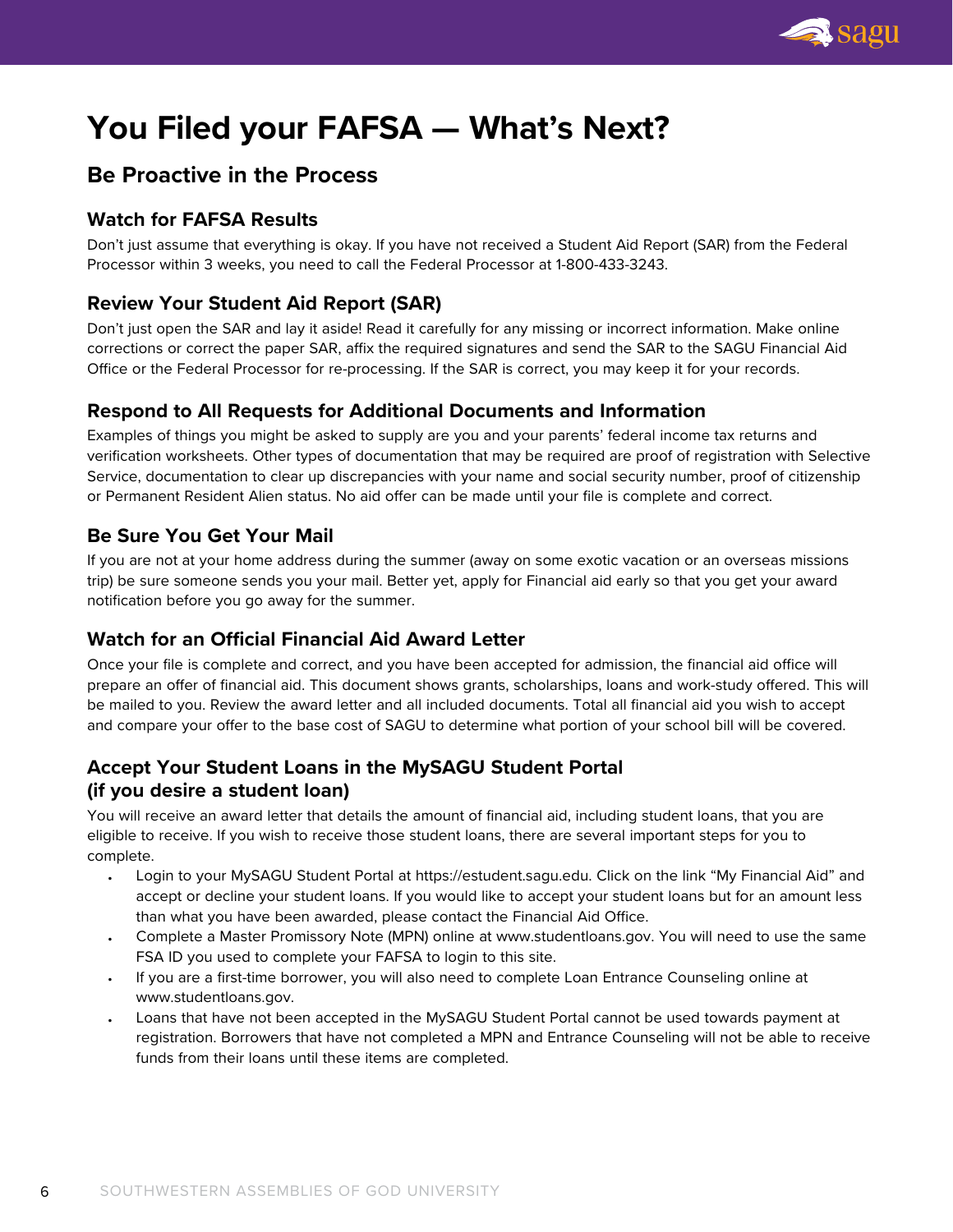# You Filed your FAFSA — What's Next?

## Be Proactive in the Process

### Watch for FAFSA Results

Don't just assume that everything is okay. If you have not received a Student Aid Report (SAR) from the Federal Processor within 3 weeks, you need to call the Federal Processor at 1-800-433-3243.

### Review Your Student Aid Report (SAR)

Don't just open the SAR and lay it aside! Read it carefully for any missing or incorrect information. Make online corrections or correct the paper SAR, affix the required signatures and send the SAR to the SAGU Financial Aid Office or the Federal Processor for re-processing. If the SAR is correct, you may keep it for your records.

### Respond to All Requests for Additional Documents and Information

Examples of things you might be asked to supply are you and your parents' federal income tax returns and verification worksheets. Other types of documentation that may be required are proof of registration with Selective Service, documentation to clear up discrepancies with your name and social security number, proof of citizenship or Permanent Resident Alien status. No aid offer can be made until your file is complete and correct.

### Be Sure You Get Your Mail

If you are not at your home address during the summer (away on some exotic vacation or an overseas missions trip) be sure someone sends you your mail. Better yet, apply for Financial aid early so that you get your award notification before you go away for the summer.

### Watch for an Official Financial Aid Award Letter

Once your file is complete and correct, and you have been accepted for admission, the financial aid office will prepare an offer of financial aid. This document shows grants, scholarships, loans and work-study offered. This will be mailed to you. Review the award letter and all included documents. Total all financial aid you wish to accept and compare your offer to the base cost of SAGU to determine what portion of your school bill will be covered.

### Accept Your Student Loans in the MySAGU Student Portal (if you desire a student loan)

You will receive an award letter that details the amount of financial aid, including student loans, that you are eligible to receive. If you wish to receive those student loans, there are several important steps for you to complete.

- Login to your MySAGU Student Portal at https://estudent.sagu.edu. Click on the link "My Financial Aid" and accept or decline your student loans. If you would like to accept your student loans but for an amount less than what you have been awarded, please contact the Financial Aid Office.
- Complete a Master Promissory Note (MPN) online at www.studentloans.gov. You will need to use the same FSA ID you used to complete your FAFSA to login to this site.
- If you are a first-time borrower, you will also need to complete Loan Entrance Counseling online at www.studentloans.gov.
- Loans that have not been accepted in the MySAGU Student Portal cannot be used towards payment at registration. Borrowers that have not completed a MPN and Entrance Counseling will not be able to receive funds from their loans until these items are completed.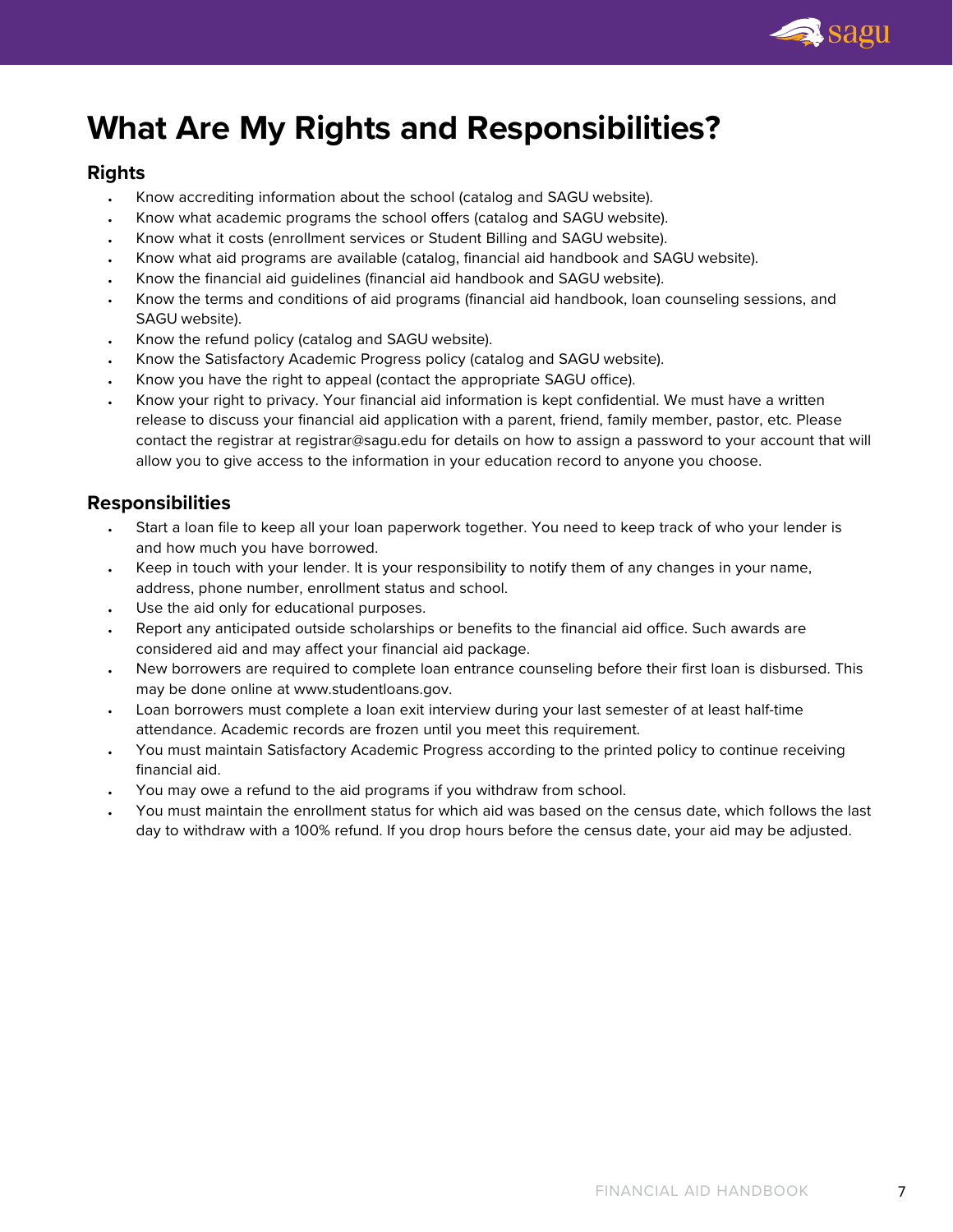# What Are My Rights and Responsibilities?

## Rights

- Know accrediting information about the school (catalog and SAGU website).
- Know what academic programs the school offers (catalog and SAGU website).
- Know what it costs (enrollment services or Student Billing and SAGU website).
- Know what aid programs are available (catalog, financial aid handbook and SAGU website).
- Know the financial aid guidelines (financial aid handbook and SAGU website).
- Know the terms and conditions of aid programs (financial aid handbook, loan counseling sessions, and SAGU website).
- Know the refund policy (catalog and SAGU website).
- Know the Satisfactory Academic Progress policy (catalog and SAGU website).
- Know you have the right to appeal (contact the appropriate SAGU office).
- Know your right to privacy. Your financial aid information is kept confidential. We must have a written release to discuss your financial aid application with a parent, friend, family member, pastor, etc. Please contact the registrar at registrar@sagu.edu for details on how to assign a password to your account that will allow you to give access to the information in your education record to anyone you choose.

## Responsibilities

- Start a loan file to keep all your loan paperwork together. You need to keep track of who your lender is and how much you have borrowed.
- Keep in touch with your lender. It is your responsibility to notify them of any changes in your name, address, phone number, enrollment status and school.
- Use the aid only for educational purposes.
- Report any anticipated outside scholarships or benefits to the financial aid office. Such awards are considered aid and may affect your financial aid package.
- New borrowers are required to complete loan entrance counseling before their first loan is disbursed. This may be done online at www.studentloans.gov.
- Loan borrowers must complete a loan exit interview during your last semester of at least half-time attendance. Academic records are frozen until you meet this requirement.
- You must maintain Satisfactory Academic Progress according to the printed policy to continue receiving financial aid.
- You may owe a refund to the aid programs if you withdraw from school.
- You must maintain the enrollment status for which aid was based on the census date, which follows the last day to withdraw with a 100% refund. If you drop hours before the census date, your aid may be adjusted.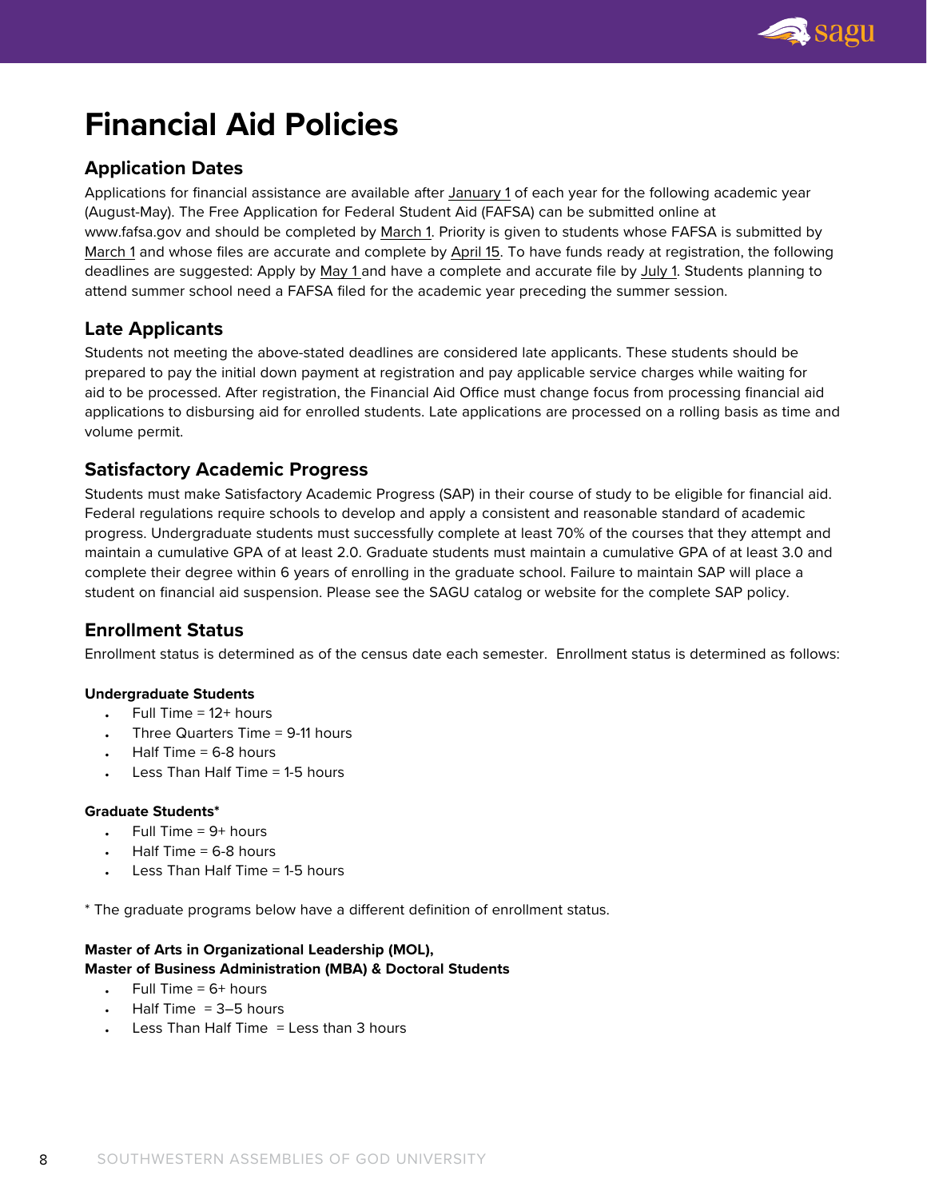# Financial Aid Policies

## Application Dates

Applications for financial assistance are available after January 1 of each year for the following academic year (August-May). The Free Application for Federal Student Aid (FAFSA) can be submitted online at www.fafsa.gov and should be completed by March 1. Priority is given to students whose FAFSA is submitted by March 1 and whose files are accurate and complete by April 15. To have funds ready at registration, the following deadlines are suggested: Apply by May 1 and have a complete and accurate file by July 1. Students planning to attend summer school need a FAFSA filed for the academic year preceding the summer session.

## Late Applicants

Students not meeting the above-stated deadlines are considered late applicants. These students should be prepared to pay the initial down payment at registration and pay applicable service charges while waiting for aid to be processed. After registration, the Financial Aid Office must change focus from processing financial aid applications to disbursing aid for enrolled students. Late applications are processed on a rolling basis as time and volume permit.

## Satisfactory Academic Progress

Students must make Satisfactory Academic Progress (SAP) in their course of study to be eligible for financial aid. Federal regulations require schools to develop and apply a consistent and reasonable standard of academic progress. Undergraduate students must successfully complete at least 70% of the courses that they attempt and maintain a cumulative GPA of at least 2.0. Graduate students must maintain a cumulative GPA of at least 3.0 and complete their degree within 6 years of enrolling in the graduate school. Failure to maintain SAP will place a student on financial aid suspension. Please see the SAGU catalog or website for the complete SAP policy.

## Enrollment Status

Enrollment status is determined as of the census date each semester. Enrollment status is determined as follows:

**Undergraduate Students**

- Full Time = 12+ hours
- Three Quarters Time = 9-11 hours
- Half Time = 6-8 hours
- Less Than Half Time = 1-5 hours

**Graduate Students***

- Full Time = 9+ hours
- Half Time = 6-8 hours
- Less Than Half Time = 1-5 hours

* The graduate programs below have a different definition of enrollment status.

**Master of Arts in Organizational Leadership (MOL),**
**Master of Business Administration (MBA) & Doctoral Students**

- Full Time = 6+ hours
- Half Time = 3–5 hours
- Less Than Half Time = Less than 3 hours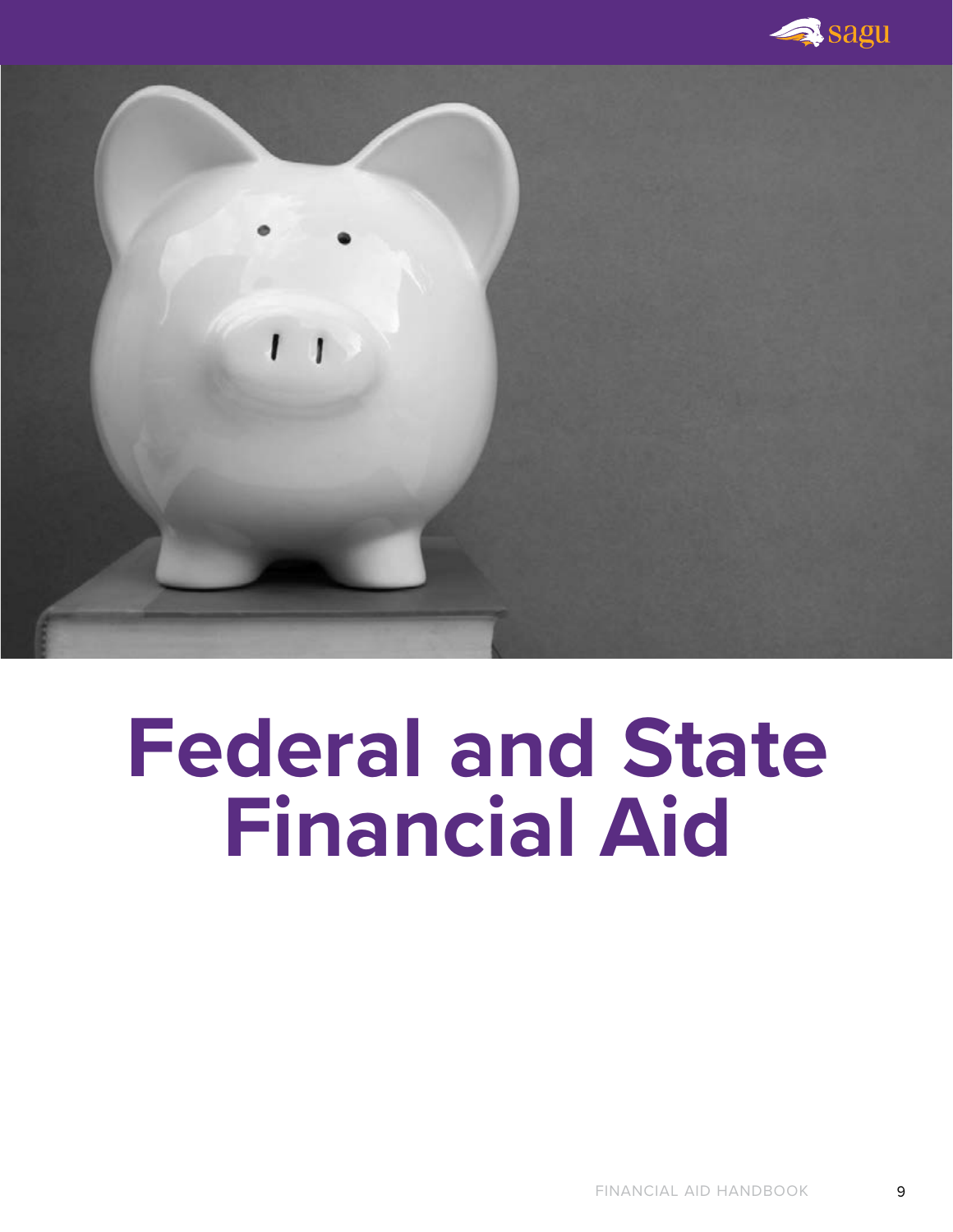# Federal and State Financial Aid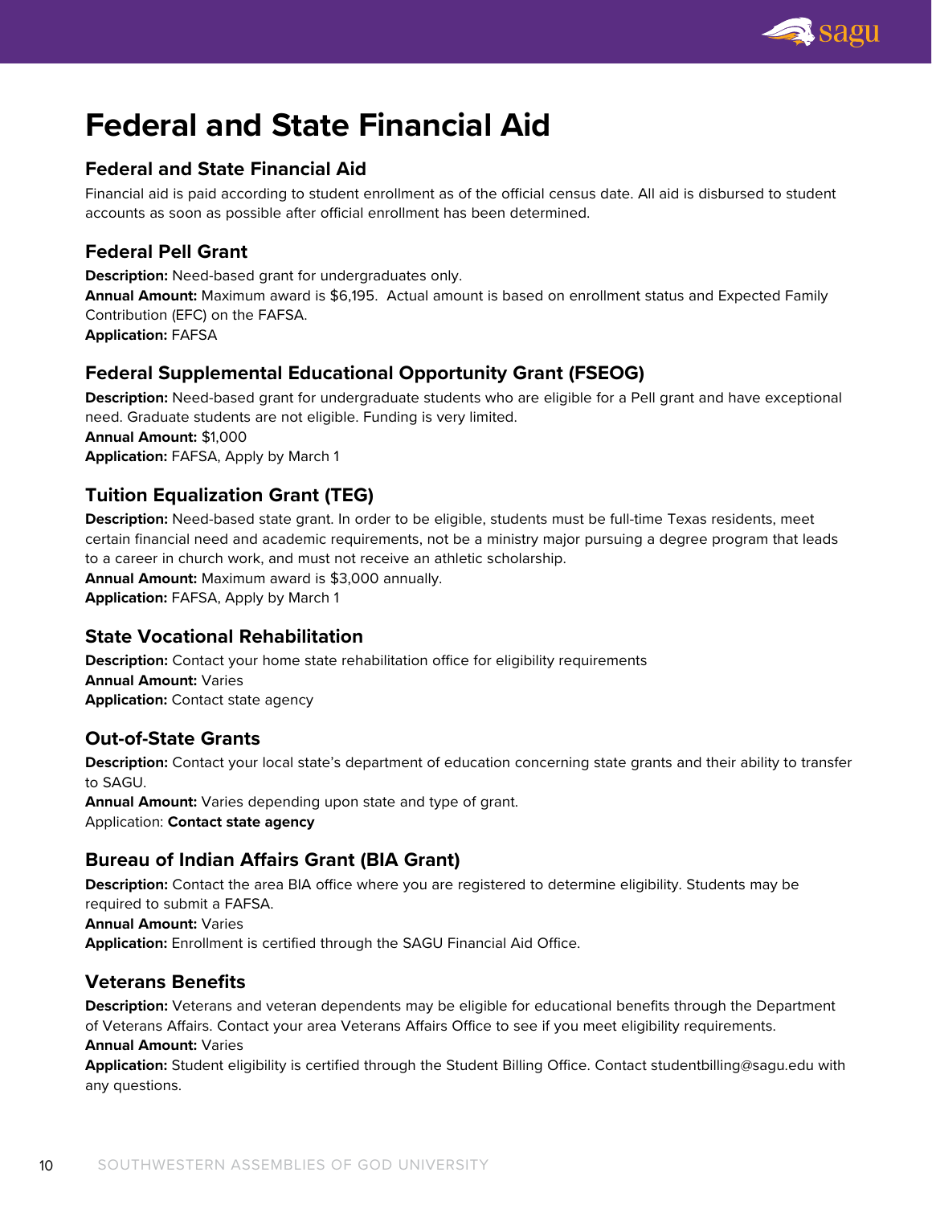# Federal and State Financial Aid

## Federal and State Financial Aid

Financial aid is paid according to student enrollment as of the official census date. All aid is disbursed to student accounts as soon as possible after official enrollment has been determined.

## Federal Pell Grant

**Description:** Need-based grant for undergraduates only.
**Annual Amount:** Maximum award is $6,195. Actual amount is based on enrollment status and Expected Family Contribution (EFC) on the FAFSA.
**Application:** FAFSA

## Federal Supplemental Educational Opportunity Grant (FSEOG)

**Description:** Need-based grant for undergraduate students who are eligible for a Pell grant and have exceptional need. Graduate students are not eligible. Funding is very limited.
**Annual Amount:** $1,000
**Application:** FAFSA, Apply by March 1

## Tuition Equalization Grant (TEG)

**Description:** Need-based state grant. In order to be eligible, students must be full-time Texas residents, meet certain financial need and academic requirements, not be a ministry major pursuing a degree program that leads to a career in church work, and must not receive an athletic scholarship.
**Annual Amount:** Maximum award is $3,000 annually.
**Application:** FAFSA, Apply by March 1

## State Vocational Rehabilitation

**Description:** Contact your home state rehabilitation office for eligibility requirements
**Annual Amount:** Varies
**Application:** Contact state agency

## Out-of-State Grants

**Description:** Contact your local state's department of education concerning state grants and their ability to transfer to SAGU.
**Annual Amount:** Varies depending upon state and type of grant.
Application: **Contact state agency**

## Bureau of Indian Affairs Grant (BIA Grant)

**Description:** Contact the area BIA office where you are registered to determine eligibility. Students may be required to submit a FAFSA.
**Annual Amount:** Varies
**Application:** Enrollment is certified through the SAGU Financial Aid Office.

## Veterans Benefits

**Description:** Veterans and veteran dependents may be eligible for educational benefits through the Department of Veterans Affairs. Contact your area Veterans Affairs Office to see if you meet eligibility requirements.
**Annual Amount:** Varies
**Application:** Student eligibility is certified through the Student Billing Office. Contact studentbilling@sagu.edu with any questions.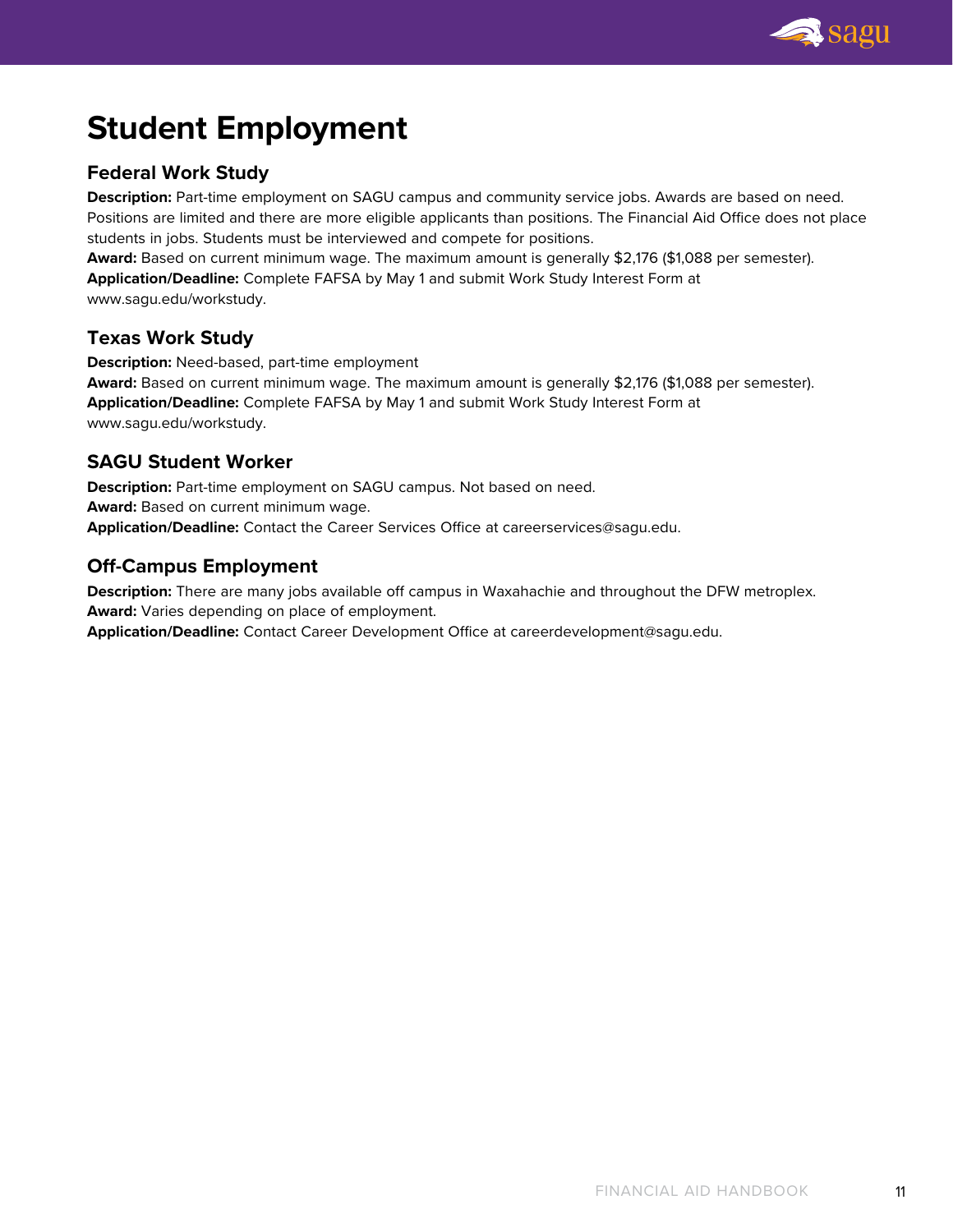# Student Employment

## Federal Work Study

**Description:** Part-time employment on SAGU campus and community service jobs. Awards are based on need. Positions are limited and there are more eligible applicants than positions. The Financial Aid Office does not place students in jobs. Students must be interviewed and compete for positions.
**Award:** Based on current minimum wage. The maximum amount is generally $2,176 ($1,088 per semester).
**Application/Deadline:** Complete FAFSA by May 1 and submit Work Study Interest Form at www.sagu.edu/workstudy.

## Texas Work Study

**Description:** Need-based, part-time employment
**Award:** Based on current minimum wage. The maximum amount is generally $2,176 ($1,088 per semester).
**Application/Deadline:** Complete FAFSA by May 1 and submit Work Study Interest Form at www.sagu.edu/workstudy.

## SAGU Student Worker

**Description:** Part-time employment on SAGU campus. Not based on need.
**Award:** Based on current minimum wage.
**Application/Deadline:** Contact the Career Services Office at careerservices@sagu.edu.

## Off-Campus Employment

**Description:** There are many jobs available off campus in Waxahachie and throughout the DFW metroplex.
**Award:** Varies depending on place of employment.
**Application/Deadline:** Contact Career Development Office at careerdevelopment@sagu.edu.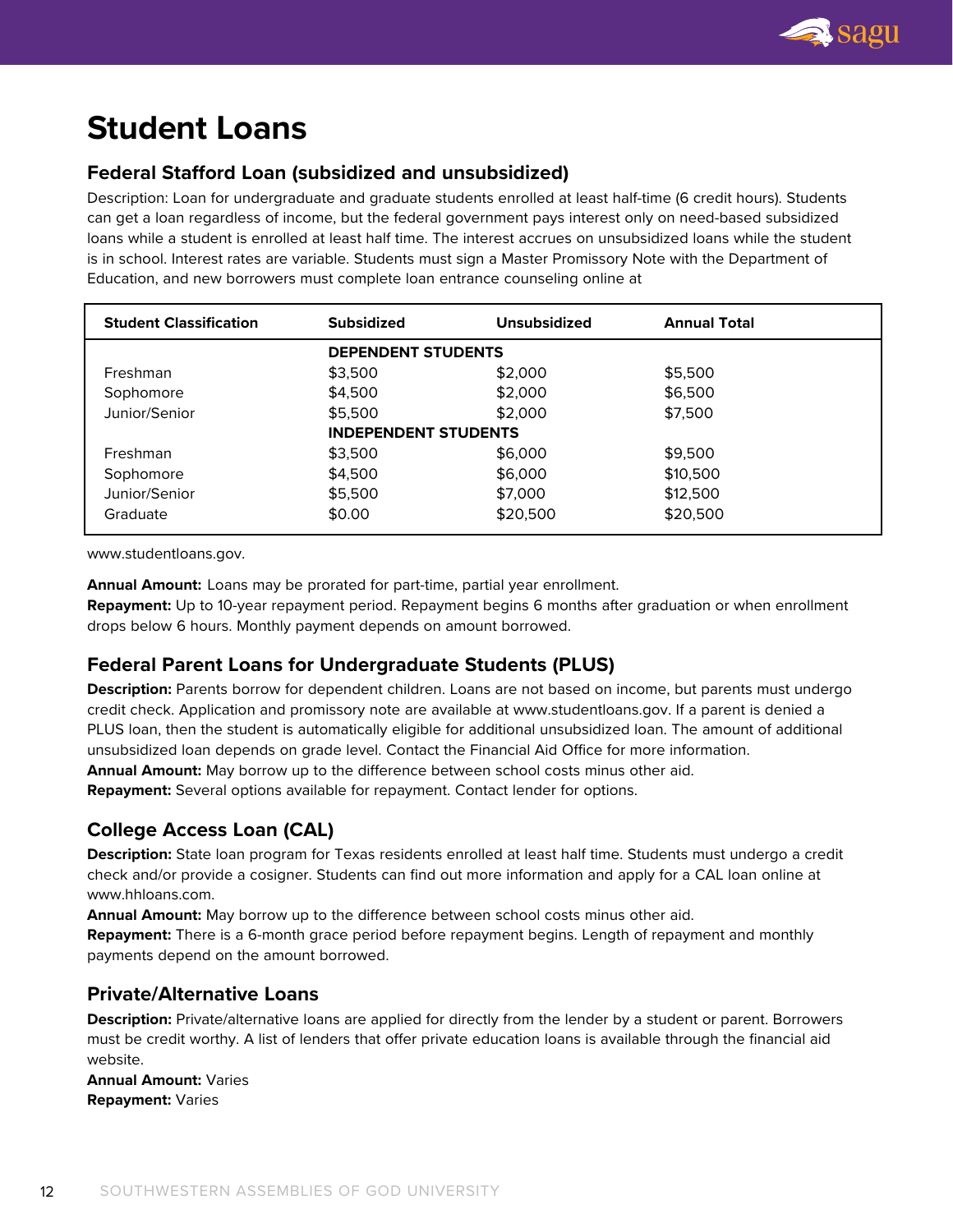# Student Loans

## Federal Stafford Loan (subsidized and unsubsidized)

Description: Loan for undergraduate and graduate students enrolled at least half-time (6 credit hours). Students can get a loan regardless of income, but the federal government pays interest only on need-based subsidized loans while a student is enrolled at least half time. The interest accrues on unsubsidized loans while the student is in school. Interest rates are variable. Students must sign a Master Promissory Note with the Department of Education, and new borrowers must complete loan entrance counseling online at

| Student Classification | Subsidized | Unsubsidized | Annual Total |
|---|---|---|---|
| | **DEPENDENT STUDENTS** | | |
| Freshman | $3,500 | $2,000 | $5,500 |
| Sophomore | $4,500 | $2,000 | $6,500 |
| Junior/Senior | $5,500 | $2,000 | $7,500 |
| | **INDEPENDENT STUDENTS** | | |
| Freshman | $3,500 | $6,000 | $9,500 |
| Sophomore | $4,500 | $6,000 | $10,500 |
| Junior/Senior | $5,500 | $7,000 | $12,500 |
| Graduate | $0.00 | $20,500 | $20,500 |

www.studentloans.gov.

**Annual Amount:** Loans may be prorated for part-time, partial year enrollment.
**Repayment:** Up to 10-year repayment period. Repayment begins 6 months after graduation or when enrollment drops below 6 hours. Monthly payment depends on amount borrowed.

## Federal Parent Loans for Undergraduate Students (PLUS)

**Description:** Parents borrow for dependent children. Loans are not based on income, but parents must undergo credit check. Application and promissory note are available at www.studentloans.gov. If a parent is denied a PLUS loan, then the student is automatically eligible for additional unsubsidized loan. The amount of additional unsubsidized loan depends on grade level. Contact the Financial Aid Office for more information.
**Annual Amount:** May borrow up to the difference between school costs minus other aid.
**Repayment:** Several options available for repayment. Contact lender for options.

## College Access Loan (CAL)

**Description:** State loan program for Texas residents enrolled at least half time. Students must undergo a credit check and/or provide a cosigner. Students can find out more information and apply for a CAL loan online at www.hhloans.com.
**Annual Amount:** May borrow up to the difference between school costs minus other aid.
**Repayment:** There is a 6-month grace period before repayment begins. Length of repayment and monthly payments depend on the amount borrowed.

## Private/Alternative Loans

**Description:** Private/alternative loans are applied for directly from the lender by a student or parent. Borrowers must be credit worthy. A list of lenders that offer private education loans is available through the financial aid website.
**Annual Amount:** Varies
**Repayment:** Varies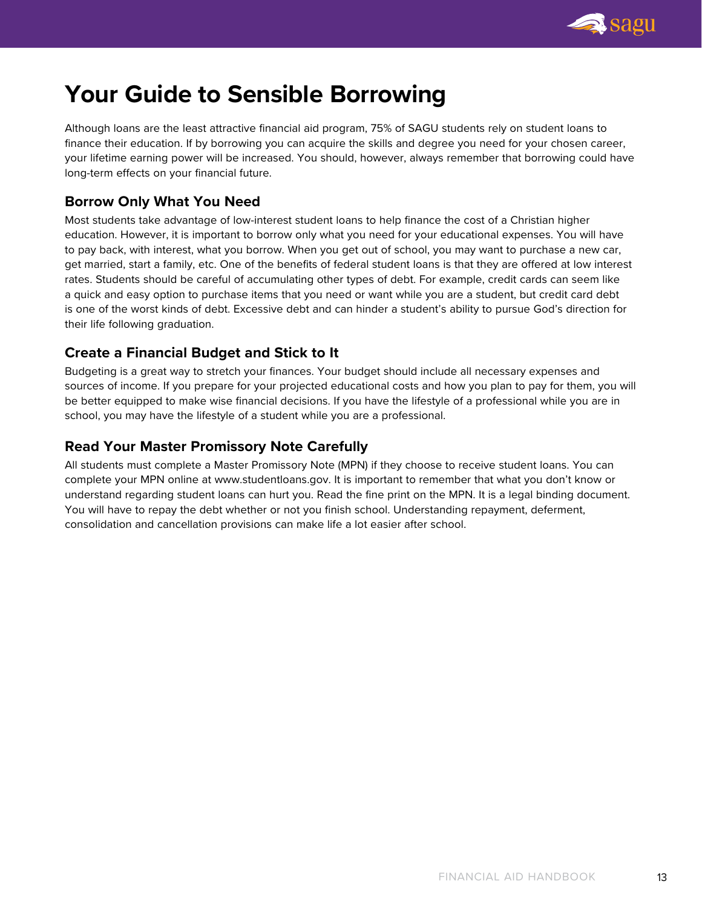# Your Guide to Sensible Borrowing

Although loans are the least attractive financial aid program, 75% of SAGU students rely on student loans to finance their education. If by borrowing you can acquire the skills and degree you need for your chosen career, your lifetime earning power will be increased. You should, however, always remember that borrowing could have long-term effects on your financial future.

## Borrow Only What You Need

Most students take advantage of low-interest student loans to help finance the cost of a Christian higher education. However, it is important to borrow only what you need for your educational expenses. You will have to pay back, with interest, what you borrow. When you get out of school, you may want to purchase a new car, get married, start a family, etc. One of the benefits of federal student loans is that they are offered at low interest rates. Students should be careful of accumulating other types of debt. For example, credit cards can seem like a quick and easy option to purchase items that you need or want while you are a student, but credit card debt is one of the worst kinds of debt. Excessive debt and can hinder a student's ability to pursue God's direction for their life following graduation.

## Create a Financial Budget and Stick to It

Budgeting is a great way to stretch your finances. Your budget should include all necessary expenses and sources of income. If you prepare for your projected educational costs and how you plan to pay for them, you will be better equipped to make wise financial decisions. If you have the lifestyle of a professional while you are in school, you may have the lifestyle of a student while you are a professional.

## Read Your Master Promissory Note Carefully

All students must complete a Master Promissory Note (MPN) if they choose to receive student loans. You can complete your MPN online at www.studentloans.gov. It is important to remember that what you don't know or understand regarding student loans can hurt you. Read the fine print on the MPN. It is a legal binding document. You will have to repay the debt whether or not you finish school. Understanding repayment, deferment, consolidation and cancellation provisions can make life a lot easier after school.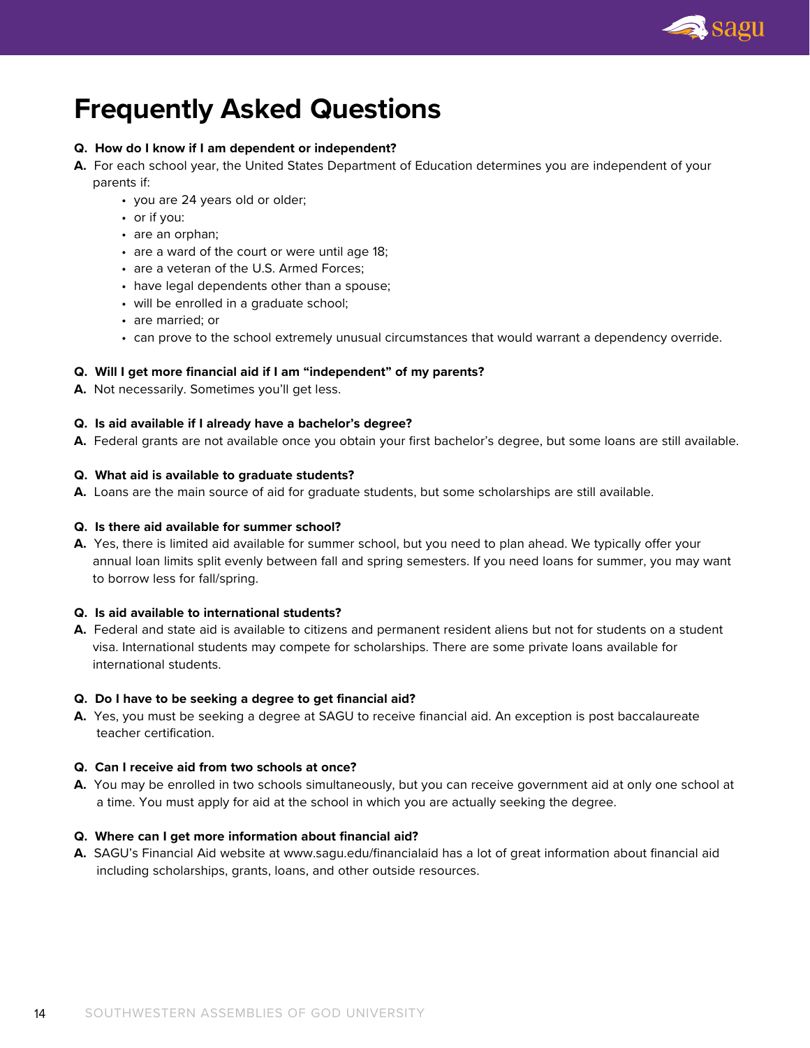# Frequently Asked Questions

**Q. How do I know if I am dependent or independent?**

**A.** For each school year, the United States Department of Education determines you are independent of your parents if:

- you are 24 years old or older;
- or if you:
- are an orphan;
- are a ward of the court or were until age 18;
- are a veteran of the U.S. Armed Forces;
- have legal dependents other than a spouse;
- will be enrolled in a graduate school;
- are married; or
- can prove to the school extremely unusual circumstances that would warrant a dependency override.

**Q. Will I get more financial aid if I am "independent" of my parents?**

**A.** Not necessarily. Sometimes you'll get less.

**Q. Is aid available if I already have a bachelor's degree?**

**A.** Federal grants are not available once you obtain your first bachelor's degree, but some loans are still available.

**Q. What aid is available to graduate students?**

**A.** Loans are the main source of aid for graduate students, but some scholarships are still available.

**Q. Is there aid available for summer school?**

**A.** Yes, there is limited aid available for summer school, but you need to plan ahead. We typically offer your annual loan limits split evenly between fall and spring semesters. If you need loans for summer, you may want to borrow less for fall/spring.

**Q. Is aid available to international students?**

**A.** Federal and state aid is available to citizens and permanent resident aliens but not for students on a student visa. International students may compete for scholarships. There are some private loans available for international students.

**Q. Do I have to be seeking a degree to get financial aid?**

**A.** Yes, you must be seeking a degree at SAGU to receive financial aid. An exception is post baccalaureate teacher certification.

**Q. Can I receive aid from two schools at once?**

**A.** You may be enrolled in two schools simultaneously, but you can receive government aid at only one school at a time. You must apply for aid at the school in which you are actually seeking the degree.

**Q. Where can I get more information about financial aid?**

**A.** SAGU's Financial Aid website at www.sagu.edu/financialaid has a lot of great information about financial aid including scholarships, grants, loans, and other outside resources.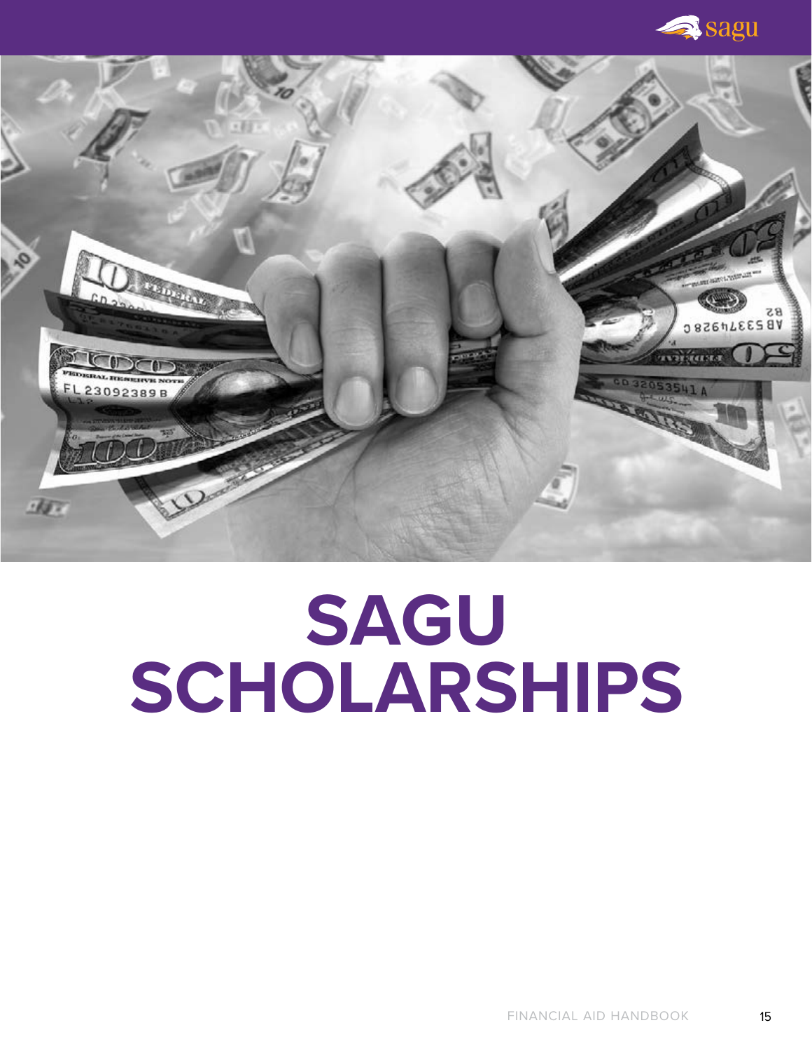# SAGU SCHOLARSHIPS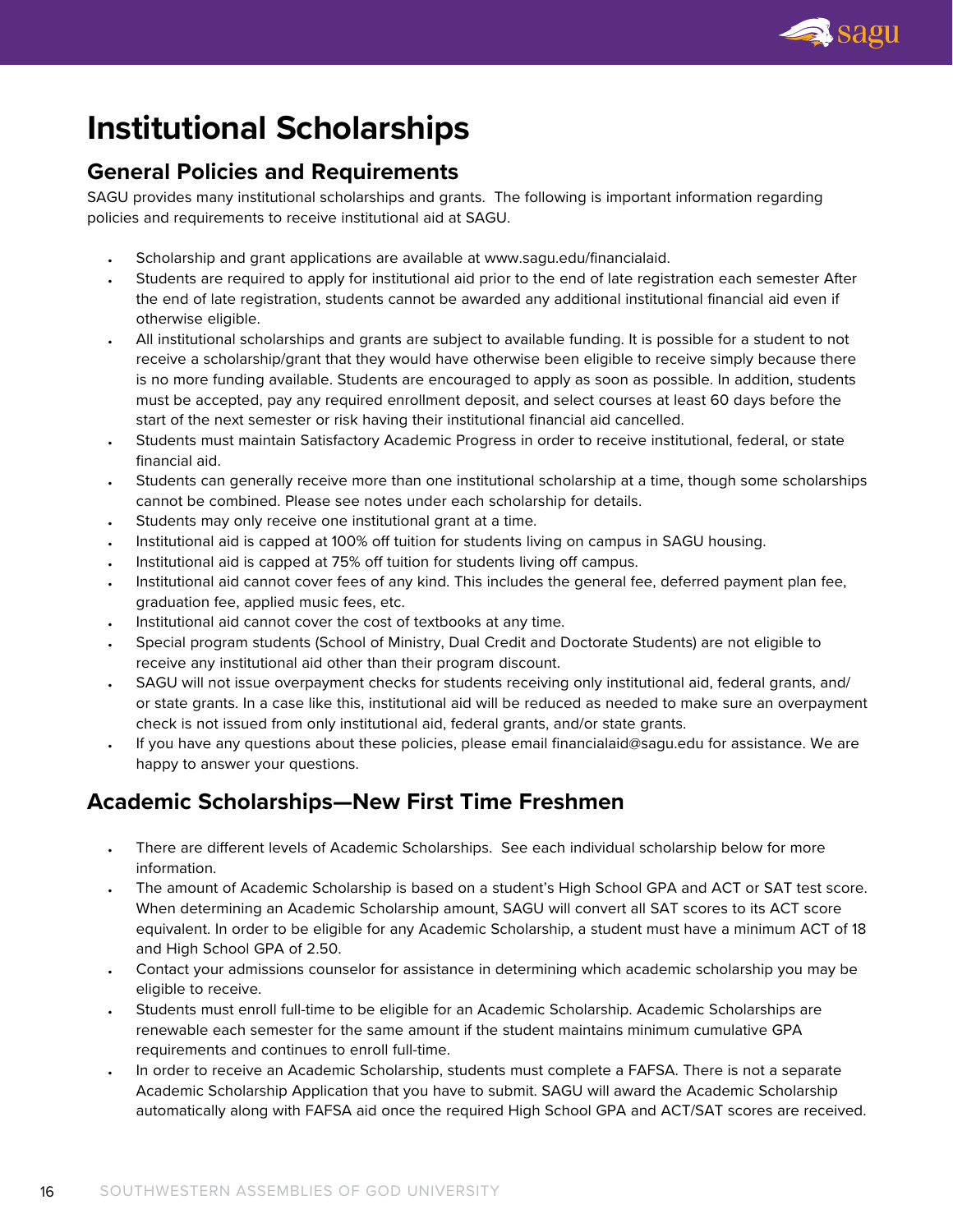# Institutional Scholarships

## General Policies and Requirements

SAGU provides many institutional scholarships and grants. The following is important information regarding policies and requirements to receive institutional aid at SAGU.

- Scholarship and grant applications are available at www.sagu.edu/financialaid.
- Students are required to apply for institutional aid prior to the end of late registration each semester After the end of late registration, students cannot be awarded any additional institutional financial aid even if otherwise eligible.
- All institutional scholarships and grants are subject to available funding. It is possible for a student to not receive a scholarship/grant that they would have otherwise been eligible to receive simply because there is no more funding available. Students are encouraged to apply as soon as possible. In addition, students must be accepted, pay any required enrollment deposit, and select courses at least 60 days before the start of the next semester or risk having their institutional financial aid cancelled.
- Students must maintain Satisfactory Academic Progress in order to receive institutional, federal, or state financial aid.
- Students can generally receive more than one institutional scholarship at a time, though some scholarships cannot be combined. Please see notes under each scholarship for details.
- Students may only receive one institutional grant at a time.
- Institutional aid is capped at 100% off tuition for students living on campus in SAGU housing.
- Institutional aid is capped at 75% off tuition for students living off campus.
- Institutional aid cannot cover fees of any kind. This includes the general fee, deferred payment plan fee, graduation fee, applied music fees, etc.
- Institutional aid cannot cover the cost of textbooks at any time.
- Special program students (School of Ministry, Dual Credit and Doctorate Students) are not eligible to receive any institutional aid other than their program discount.
- SAGU will not issue overpayment checks for students receiving only institutional aid, federal grants, and/or state grants. In a case like this, institutional aid will be reduced as needed to make sure an overpayment check is not issued from only institutional aid, federal grants, and/or state grants.
- If you have any questions about these policies, please email financialaid@sagu.edu for assistance. We are happy to answer your questions.

## Academic Scholarships—New First Time Freshmen

- There are different levels of Academic Scholarships. See each individual scholarship below for more information.
- The amount of Academic Scholarship is based on a student's High School GPA and ACT or SAT test score. When determining an Academic Scholarship amount, SAGU will convert all SAT scores to its ACT score equivalent. In order to be eligible for any Academic Scholarship, a student must have a minimum ACT of 18 and High School GPA of 2.50.
- Contact your admissions counselor for assistance in determining which academic scholarship you may be eligible to receive.
- Students must enroll full-time to be eligible for an Academic Scholarship. Academic Scholarships are renewable each semester for the same amount if the student maintains minimum cumulative GPA requirements and continues to enroll full-time.
- In order to receive an Academic Scholarship, students must complete a FAFSA. There is not a separate Academic Scholarship Application that you have to submit. SAGU will award the Academic Scholarship automatically along with FAFSA aid once the required High School GPA and ACT/SAT scores are received.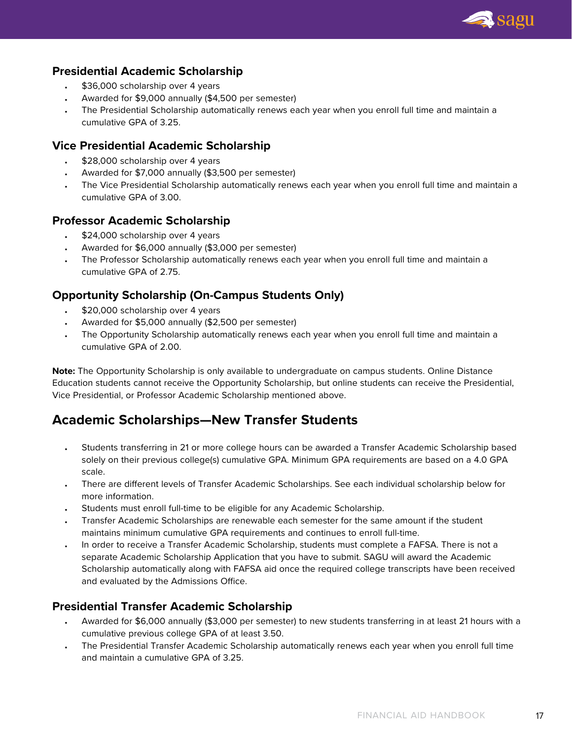### Presidential Academic Scholarship

- $36,000 scholarship over 4 years
- Awarded for $9,000 annually ($4,500 per semester)
- The Presidential Scholarship automatically renews each year when you enroll full time and maintain a cumulative GPA of 3.25.

### Vice Presidential Academic Scholarship

- $28,000 scholarship over 4 years
- Awarded for $7,000 annually ($3,500 per semester)
- The Vice Presidential Scholarship automatically renews each year when you enroll full time and maintain a cumulative GPA of 3.00.

### Professor Academic Scholarship

- $24,000 scholarship over 4 years
- Awarded for $6,000 annually ($3,000 per semester)
- The Professor Scholarship automatically renews each year when you enroll full time and maintain a cumulative GPA of 2.75.

### Opportunity Scholarship (On-Campus Students Only)

- $20,000 scholarship over 4 years
- Awarded for $5,000 annually ($2,500 per semester)
- The Opportunity Scholarship automatically renews each year when you enroll full time and maintain a cumulative GPA of 2.00.

**Note:** The Opportunity Scholarship is only available to undergraduate on campus students. Online Distance Education students cannot receive the Opportunity Scholarship, but online students can receive the Presidential, Vice Presidential, or Professor Academic Scholarship mentioned above.

## Academic Scholarships—New Transfer Students

- Students transferring in 21 or more college hours can be awarded a Transfer Academic Scholarship based solely on their previous college(s) cumulative GPA. Minimum GPA requirements are based on a 4.0 GPA scale.
- There are different levels of Transfer Academic Scholarships. See each individual scholarship below for more information.
- Students must enroll full-time to be eligible for any Academic Scholarship.
- Transfer Academic Scholarships are renewable each semester for the same amount if the student maintains minimum cumulative GPA requirements and continues to enroll full-time.
- In order to receive a Transfer Academic Scholarship, students must complete a FAFSA. There is not a separate Academic Scholarship Application that you have to submit. SAGU will award the Academic Scholarship automatically along with FAFSA aid once the required college transcripts have been received and evaluated by the Admissions Office.

### Presidential Transfer Academic Scholarship

- Awarded for $6,000 annually ($3,000 per semester) to new students transferring in at least 21 hours with a cumulative previous college GPA of at least 3.50.
- The Presidential Transfer Academic Scholarship automatically renews each year when you enroll full time and maintain a cumulative GPA of 3.25.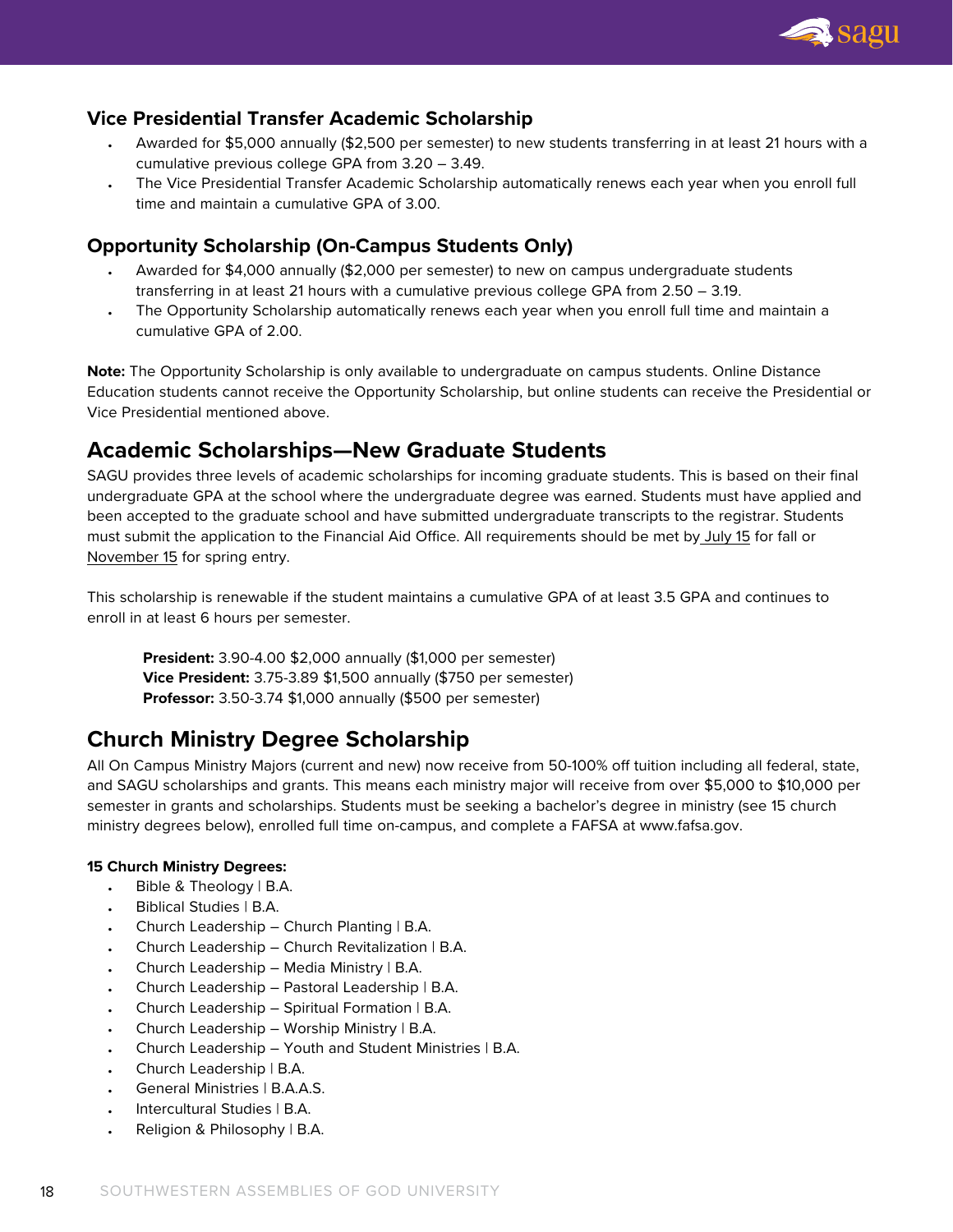### Vice Presidential Transfer Academic Scholarship

- Awarded for $5,000 annually ($2,500 per semester) to new students transferring in at least 21 hours with a cumulative previous college GPA from 3.20 – 3.49.
- The Vice Presidential Transfer Academic Scholarship automatically renews each year when you enroll full time and maintain a cumulative GPA of 3.00.

### Opportunity Scholarship (On-Campus Students Only)

- Awarded for $4,000 annually ($2,000 per semester) to new on campus undergraduate students transferring in at least 21 hours with a cumulative previous college GPA from 2.50 – 3.19.
- The Opportunity Scholarship automatically renews each year when you enroll full time and maintain a cumulative GPA of 2.00.

**Note:** The Opportunity Scholarship is only available to undergraduate on campus students. Online Distance Education students cannot receive the Opportunity Scholarship, but online students can receive the Presidential or Vice Presidential mentioned above.

## Academic Scholarships—New Graduate Students

SAGU provides three levels of academic scholarships for incoming graduate students. This is based on their final undergraduate GPA at the school where the undergraduate degree was earned. Students must have applied and been accepted to the graduate school and have submitted undergraduate transcripts to the registrar. Students must submit the application to the Financial Aid Office. All requirements should be met by July 15 for fall or November 15 for spring entry.

This scholarship is renewable if the student maintains a cumulative GPA of at least 3.5 GPA and continues to enroll in at least 6 hours per semester.

**President:** 3.90-4.00 $2,000 annually ($1,000 per semester)
**Vice President:** 3.75-3.89 $1,500 annually ($750 per semester)
**Professor:** 3.50-3.74 $1,000 annually ($500 per semester)

## Church Ministry Degree Scholarship

All On Campus Ministry Majors (current and new) now receive from 50-100% off tuition including all federal, state, and SAGU scholarships and grants. This means each ministry major will receive from over $5,000 to $10,000 per semester in grants and scholarships. Students must be seeking a bachelor's degree in ministry (see 15 church ministry degrees below), enrolled full time on-campus, and complete a FAFSA at www.fafsa.gov.

**15 Church Ministry Degrees:**

- Bible & Theology | B.A.
- Biblical Studies | B.A.
- Church Leadership – Church Planting | B.A.
- Church Leadership – Church Revitalization | B.A.
- Church Leadership – Media Ministry | B.A.
- Church Leadership – Pastoral Leadership | B.A.
- Church Leadership – Spiritual Formation | B.A.
- Church Leadership – Worship Ministry | B.A.
- Church Leadership – Youth and Student Ministries | B.A.
- Church Leadership | B.A.
- General Ministries | B.A.A.S.
- Intercultural Studies | B.A.
- Religion & Philosophy | B.A.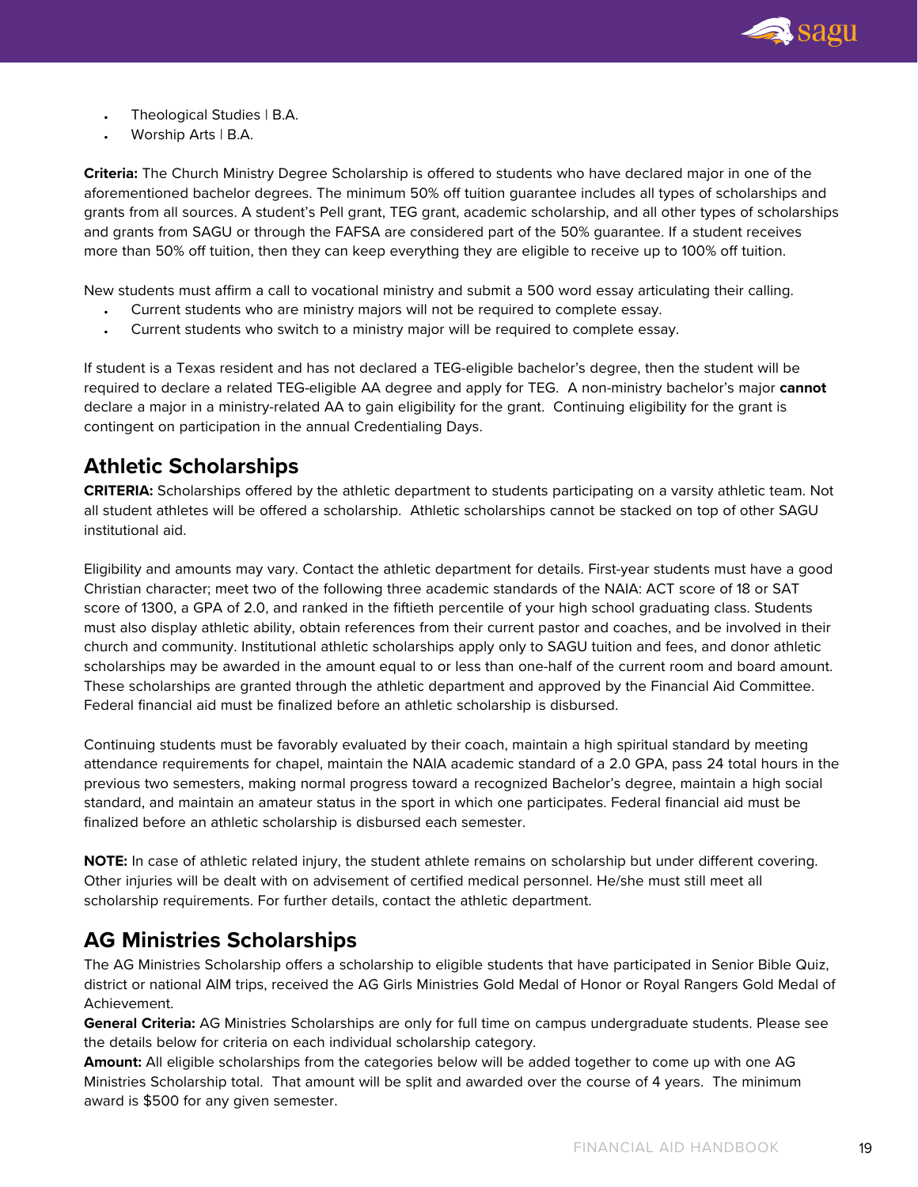- Theological Studies | B.A.
- Worship Arts | B.A.

**Criteria:** The Church Ministry Degree Scholarship is offered to students who have declared major in one of the aforementioned bachelor degrees. The minimum 50% off tuition guarantee includes all types of scholarships and grants from all sources. A student's Pell grant, TEG grant, academic scholarship, and all other types of scholarships and grants from SAGU or through the FAFSA are considered part of the 50% guarantee. If a student receives more than 50% off tuition, then they can keep everything they are eligible to receive up to 100% off tuition.

New students must affirm a call to vocational ministry and submit a 500 word essay articulating their calling.

- Current students who are ministry majors will not be required to complete essay.
- Current students who switch to a ministry major will be required to complete essay.

If student is a Texas resident and has not declared a TEG-eligible bachelor's degree, then the student will be required to declare a related TEG-eligible AA degree and apply for TEG. A non-ministry bachelor's major **cannot** declare a major in a ministry-related AA to gain eligibility for the grant. Continuing eligibility for the grant is contingent on participation in the annual Credentialing Days.

## Athletic Scholarships

**CRITERIA:** Scholarships offered by the athletic department to students participating on a varsity athletic team. Not all student athletes will be offered a scholarship. Athletic scholarships cannot be stacked on top of other SAGU institutional aid.

Eligibility and amounts may vary. Contact the athletic department for details. First-year students must have a good Christian character; meet two of the following three academic standards of the NAIA: ACT score of 18 or SAT score of 1300, a GPA of 2.0, and ranked in the fiftieth percentile of your high school graduating class. Students must also display athletic ability, obtain references from their current pastor and coaches, and be involved in their church and community. Institutional athletic scholarships apply only to SAGU tuition and fees, and donor athletic scholarships may be awarded in the amount equal to or less than one-half of the current room and board amount. These scholarships are granted through the athletic department and approved by the Financial Aid Committee. Federal financial aid must be finalized before an athletic scholarship is disbursed.

Continuing students must be favorably evaluated by their coach, maintain a high spiritual standard by meeting attendance requirements for chapel, maintain the NAIA academic standard of a 2.0 GPA, pass 24 total hours in the previous two semesters, making normal progress toward a recognized Bachelor's degree, maintain a high social standard, and maintain an amateur status in the sport in which one participates. Federal financial aid must be finalized before an athletic scholarship is disbursed each semester.

**NOTE:** In case of athletic related injury, the student athlete remains on scholarship but under different covering. Other injuries will be dealt with on advisement of certified medical personnel. He/she must still meet all scholarship requirements. For further details, contact the athletic department.

## AG Ministries Scholarships

The AG Ministries Scholarship offers a scholarship to eligible students that have participated in Senior Bible Quiz, district or national AIM trips, received the AG Girls Ministries Gold Medal of Honor or Royal Rangers Gold Medal of Achievement.

**General Criteria:** AG Ministries Scholarships are only for full time on campus undergraduate students. Please see the details below for criteria on each individual scholarship category.

**Amount:** All eligible scholarships from the categories below will be added together to come up with one AG Ministries Scholarship total. That amount will be split and awarded over the course of 4 years. The minimum award is $500 for any given semester.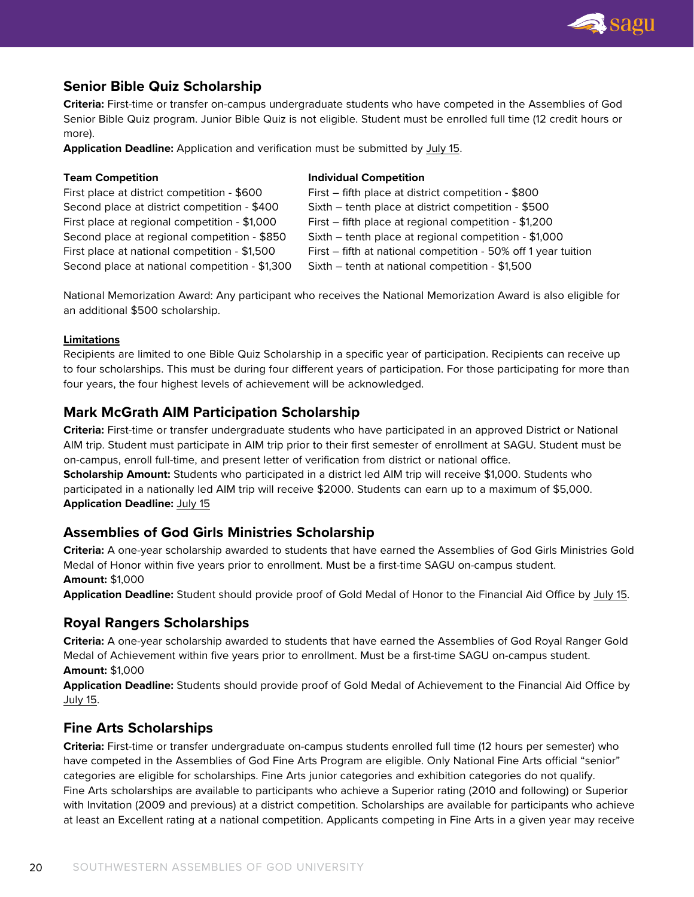## Senior Bible Quiz Scholarship

**Criteria:** First-time or transfer on-campus undergraduate students who have competed in the Assemblies of God Senior Bible Quiz program. Junior Bible Quiz is not eligible. Student must be enrolled full time (12 credit hours or more).

**Application Deadline:** Application and verification must be submitted by July 15.

| Team Competition | Individual Competition |
|---|---|
| First place at district competition - $600 | First – fifth place at district competition - $800 |
| Second place at district competition - $400 | Sixth – tenth place at district competition - $500 |
| First place at regional competition - $1,000 | First – fifth place at regional competition - $1,200 |
| Second place at regional competition - $850 | Sixth – tenth place at regional competition - $1,000 |
| First place at national competition - $1,500 | First – fifth at national competition - 50% off 1 year tuition |
| Second place at national competition - $1,300 | Sixth – tenth at national competition - $1,500 |

National Memorization Award: Any participant who receives the National Memorization Award is also eligible for an additional $500 scholarship.

**Limitations**

Recipients are limited to one Bible Quiz Scholarship in a specific year of participation. Recipients can receive up to four scholarships. This must be during four different years of participation. For those participating for more than four years, the four highest levels of achievement will be acknowledged.

## Mark McGrath AIM Participation Scholarship

**Criteria:** First-time or transfer undergraduate students who have participated in an approved District or National AIM trip. Student must participate in AIM trip prior to their first semester of enrollment at SAGU. Student must be on-campus, enroll full-time, and present letter of verification from district or national office.

**Scholarship Amount:** Students who participated in a district led AIM trip will receive $1,000. Students who participated in a nationally led AIM trip will receive $2000. Students can earn up to a maximum of $5,000.

**Application Deadline:** July 15

## Assemblies of God Girls Ministries Scholarship

**Criteria:** A one-year scholarship awarded to students that have earned the Assemblies of God Girls Ministries Gold Medal of Honor within five years prior to enrollment. Must be a first-time SAGU on-campus student.

**Amount:** $1,000

**Application Deadline:** Student should provide proof of Gold Medal of Honor to the Financial Aid Office by July 15.

## Royal Rangers Scholarships

**Criteria:** A one-year scholarship awarded to students that have earned the Assemblies of God Royal Ranger Gold Medal of Achievement within five years prior to enrollment. Must be a first-time SAGU on-campus student.

**Amount:** $1,000

**Application Deadline:** Students should provide proof of Gold Medal of Achievement to the Financial Aid Office by July 15.

## Fine Arts Scholarships

**Criteria:** First-time or transfer undergraduate on-campus students enrolled full time (12 hours per semester) who have competed in the Assemblies of God Fine Arts Program are eligible. Only National Fine Arts official "senior" categories are eligible for scholarships. Fine Arts junior categories and exhibition categories do not qualify. Fine Arts scholarships are available to participants who achieve a Superior rating (2010 and following) or Superior with Invitation (2009 and previous) at a district competition. Scholarships are available for participants who achieve at least an Excellent rating at a national competition. Applicants competing in Fine Arts in a given year may receive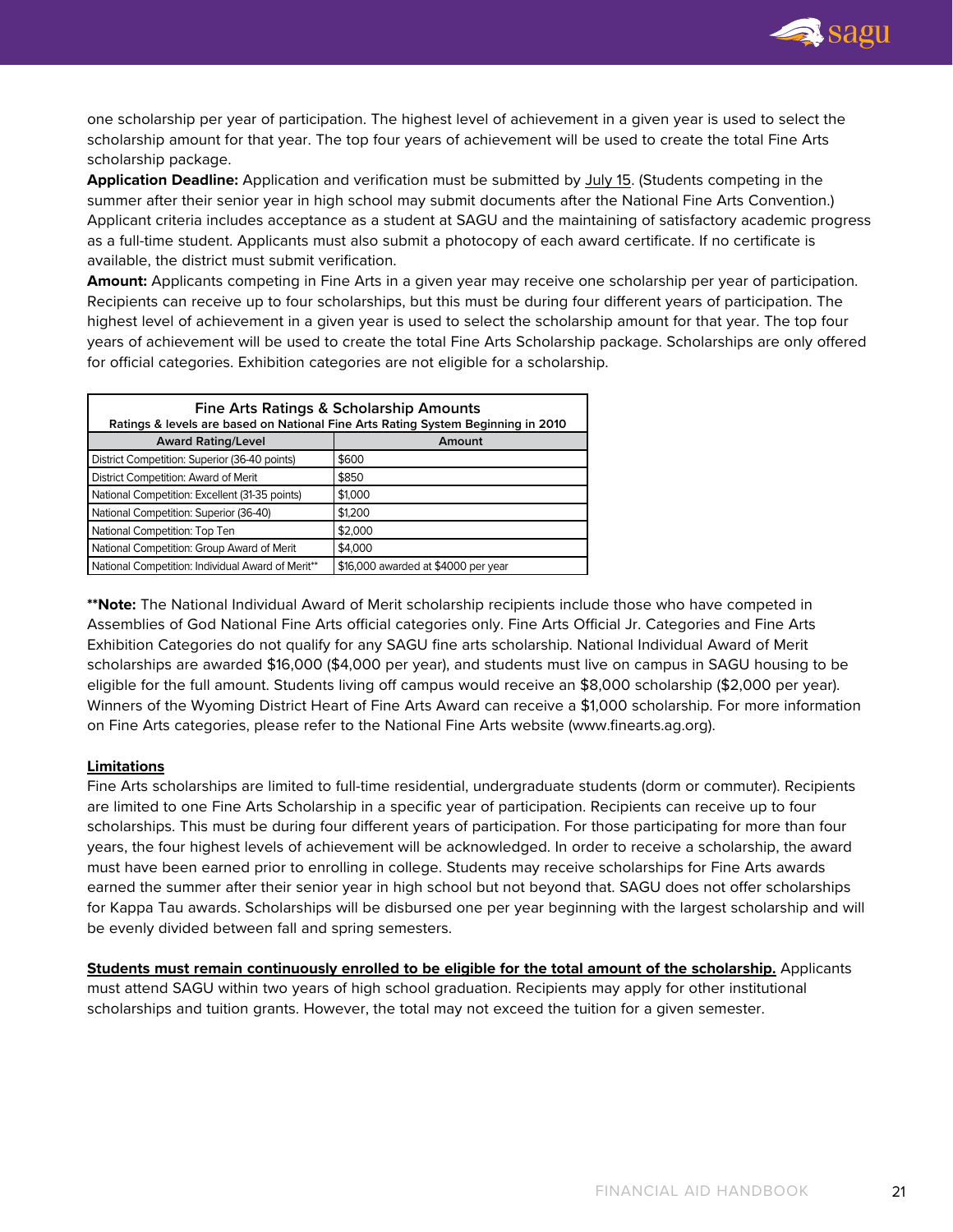one scholarship per year of participation. The highest level of achievement in a given year is used to select the scholarship amount for that year. The top four years of achievement will be used to create the total Fine Arts scholarship package.

**Application Deadline:** Application and verification must be submitted by July 15. (Students competing in the summer after their senior year in high school may submit documents after the National Fine Arts Convention.) Applicant criteria includes acceptance as a student at SAGU and the maintaining of satisfactory academic progress as a full-time student. Applicants must also submit a photocopy of each award certificate. If no certificate is available, the district must submit verification.

**Amount:** Applicants competing in Fine Arts in a given year may receive one scholarship per year of participation. Recipients can receive up to four scholarships, but this must be during four different years of participation. The highest level of achievement in a given year is used to select the scholarship amount for that year. The top four years of achievement will be used to create the total Fine Arts Scholarship package. Scholarships are only offered for official categories. Exhibition categories are not eligible for a scholarship.

| Fine Arts Ratings & Scholarship Amounts<br>Ratings & levels are based on National Fine Arts Rating System Beginning in 2010 | |
|---|---|
| **Award Rating/Level** | **Amount** |
| District Competition: Superior (36-40 points) | $600 |
| District Competition: Award of Merit | $850 |
| National Competition: Excellent (31-35 points) | $1,000 |
| National Competition: Superior (36-40) | $1,200 |
| National Competition: Top Ten | $2,000 |
| National Competition: Group Award of Merit | $4,000 |
| National Competition: Individual Award of Merit** | $16,000 awarded at $4000 per year |

****Note:** The National Individual Award of Merit scholarship recipients include those who have competed in Assemblies of God National Fine Arts official categories only. Fine Arts Official Jr. Categories and Fine Arts Exhibition Categories do not qualify for any SAGU fine arts scholarship. National Individual Award of Merit scholarships are awarded $16,000 ($4,000 per year), and students must live on campus in SAGU housing to be eligible for the full amount. Students living off campus would receive an $8,000 scholarship ($2,000 per year). Winners of the Wyoming District Heart of Fine Arts Award can receive a $1,000 scholarship. For more information on Fine Arts categories, please refer to the National Fine Arts website (www.finearts.ag.org).

**Limitations**

Fine Arts scholarships are limited to full-time residential, undergraduate students (dorm or commuter). Recipients are limited to one Fine Arts Scholarship in a specific year of participation. Recipients can receive up to four scholarships. This must be during four different years of participation. For those participating for more than four years, the four highest levels of achievement will be acknowledged. In order to receive a scholarship, the award must have been earned prior to enrolling in college. Students may receive scholarships for Fine Arts awards earned the summer after their senior year in high school but not beyond that. SAGU does not offer scholarships for Kappa Tau awards. Scholarships will be disbursed one per year beginning with the largest scholarship and will be evenly divided between fall and spring semesters.

**Students must remain continuously enrolled to be eligible for the total amount of the scholarship.** Applicants must attend SAGU within two years of high school graduation. Recipients may apply for other institutional scholarships and tuition grants. However, the total may not exceed the tuition for a given semester.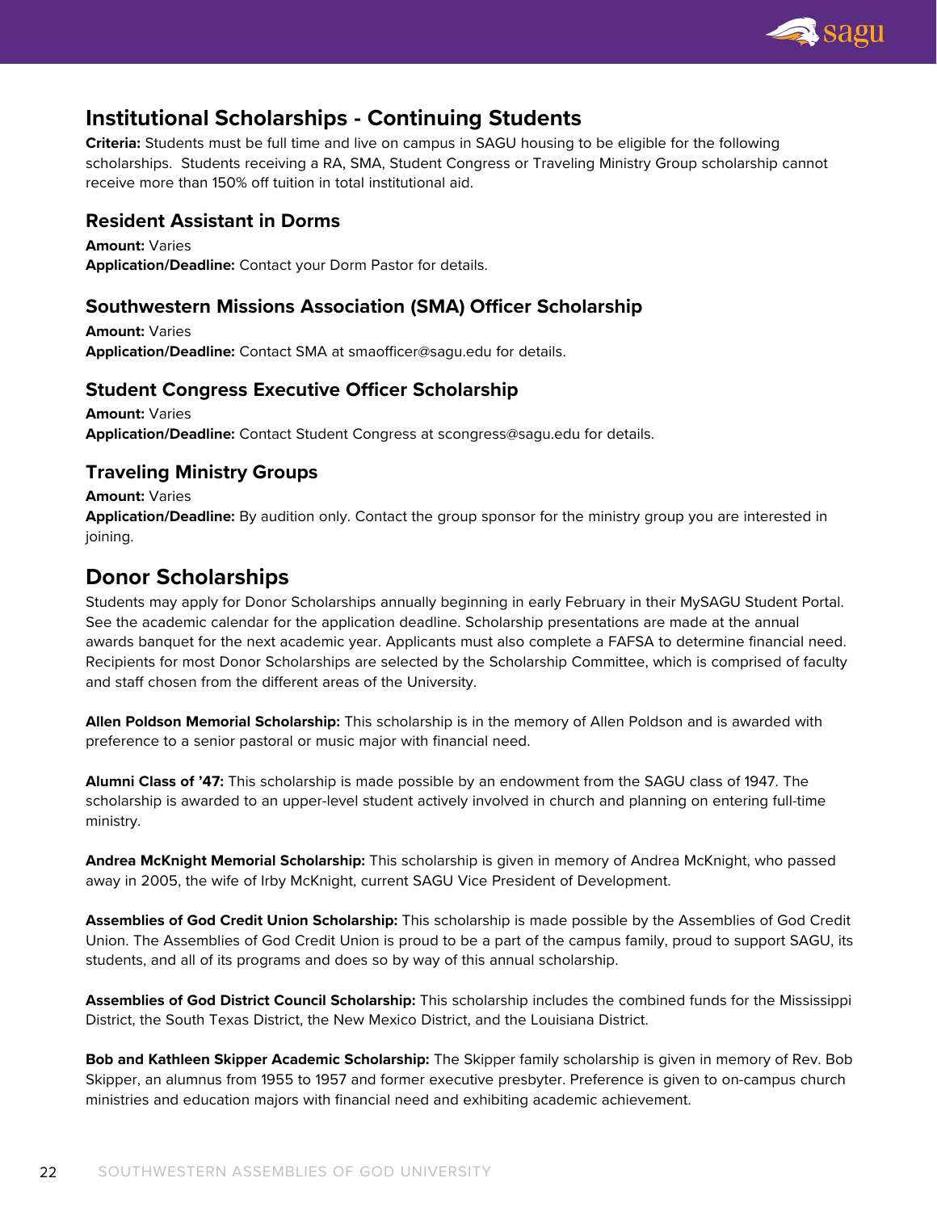## Institutional Scholarships - Continuing Students

**Criteria:** Students must be full time and live on campus in SAGU housing to be eligible for the following scholarships. Students receiving a RA, SMA, Student Congress or Traveling Ministry Group scholarship cannot receive more than 150% off tuition in total institutional aid.

### Resident Assistant in Dorms

**Amount:** Varies
**Application/Deadline:** Contact your Dorm Pastor for details.

### Southwestern Missions Association (SMA) Officer Scholarship

**Amount:** Varies
**Application/Deadline:** Contact SMA at smaofficer@sagu.edu for details.

### Student Congress Executive Officer Scholarship

**Amount:** Varies
**Application/Deadline:** Contact Student Congress at scongress@sagu.edu for details.

### Traveling Ministry Groups

**Amount:** Varies
**Application/Deadline:** By audition only. Contact the group sponsor for the ministry group you are interested in joining.

## Donor Scholarships

Students may apply for Donor Scholarships annually beginning in early February in their MySAGU Student Portal. See the academic calendar for the application deadline. Scholarship presentations are made at the annual awards banquet for the next academic year. Applicants must also complete a FAFSA to determine financial need. Recipients for most Donor Scholarships are selected by the Scholarship Committee, which is comprised of faculty and staff chosen from the different areas of the University.

**Allen Poldson Memorial Scholarship:** This scholarship is in the memory of Allen Poldson and is awarded with preference to a senior pastoral or music major with financial need.

**Alumni Class of '47:** This scholarship is made possible by an endowment from the SAGU class of 1947. The scholarship is awarded to an upper-level student actively involved in church and planning on entering full-time ministry.

**Andrea McKnight Memorial Scholarship:** This scholarship is given in memory of Andrea McKnight, who passed away in 2005, the wife of Irby McKnight, current SAGU Vice President of Development.

**Assemblies of God Credit Union Scholarship:** This scholarship is made possible by the Assemblies of God Credit Union. The Assemblies of God Credit Union is proud to be a part of the campus family, proud to support SAGU, its students, and all of its programs and does so by way of this annual scholarship.

**Assemblies of God District Council Scholarship:** This scholarship includes the combined funds for the Mississippi District, the South Texas District, the New Mexico District, and the Louisiana District.

**Bob and Kathleen Skipper Academic Scholarship:** The Skipper family scholarship is given in memory of Rev. Bob Skipper, an alumnus from 1955 to 1957 and former executive presbyter. Preference is given to on-campus church ministries and education majors with financial need and exhibiting academic achievement.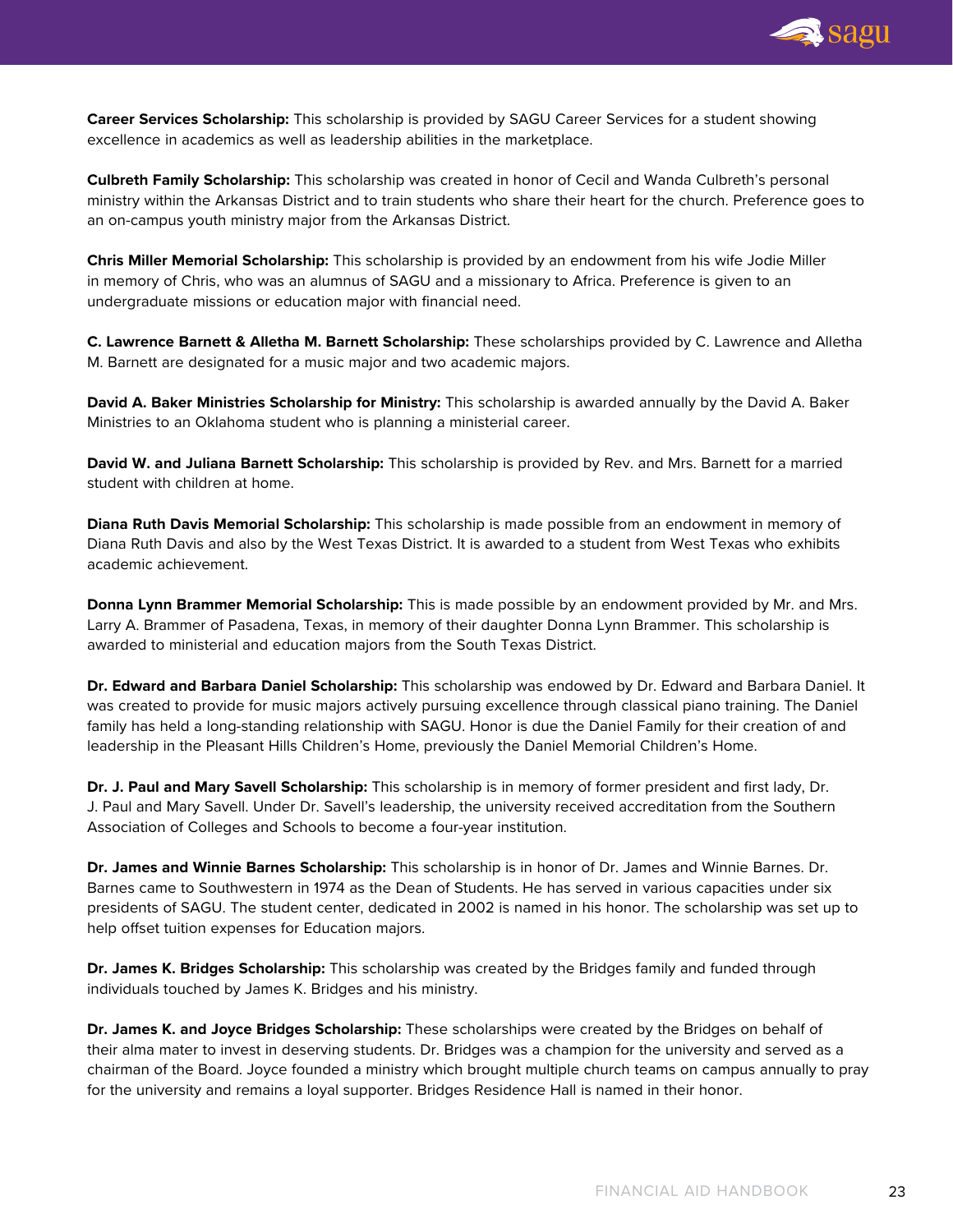**Career Services Scholarship:** This scholarship is provided by SAGU Career Services for a student showing excellence in academics as well as leadership abilities in the marketplace.

**Culbreth Family Scholarship:** This scholarship was created in honor of Cecil and Wanda Culbreth's personal ministry within the Arkansas District and to train students who share their heart for the church. Preference goes to an on-campus youth ministry major from the Arkansas District.

**Chris Miller Memorial Scholarship:** This scholarship is provided by an endowment from his wife Jodie Miller in memory of Chris, who was an alumnus of SAGU and a missionary to Africa. Preference is given to an undergraduate missions or education major with financial need.

**C. Lawrence Barnett & Alletha M. Barnett Scholarship:** These scholarships provided by C. Lawrence and Alletha M. Barnett are designated for a music major and two academic majors.

**David A. Baker Ministries Scholarship for Ministry:** This scholarship is awarded annually by the David A. Baker Ministries to an Oklahoma student who is planning a ministerial career.

**David W. and Juliana Barnett Scholarship:** This scholarship is provided by Rev. and Mrs. Barnett for a married student with children at home.

**Diana Ruth Davis Memorial Scholarship:** This scholarship is made possible from an endowment in memory of Diana Ruth Davis and also by the West Texas District. It is awarded to a student from West Texas who exhibits academic achievement.

**Donna Lynn Brammer Memorial Scholarship:** This is made possible by an endowment provided by Mr. and Mrs. Larry A. Brammer of Pasadena, Texas, in memory of their daughter Donna Lynn Brammer. This scholarship is awarded to ministerial and education majors from the South Texas District.

**Dr. Edward and Barbara Daniel Scholarship:** This scholarship was endowed by Dr. Edward and Barbara Daniel. It was created to provide for music majors actively pursuing excellence through classical piano training. The Daniel family has held a long-standing relationship with SAGU. Honor is due the Daniel Family for their creation of and leadership in the Pleasant Hills Children's Home, previously the Daniel Memorial Children's Home.

**Dr. J. Paul and Mary Savell Scholarship:** This scholarship is in memory of former president and first lady, Dr. J. Paul and Mary Savell. Under Dr. Savell's leadership, the university received accreditation from the Southern Association of Colleges and Schools to become a four-year institution.

**Dr. James and Winnie Barnes Scholarship:** This scholarship is in honor of Dr. James and Winnie Barnes. Dr. Barnes came to Southwestern in 1974 as the Dean of Students. He has served in various capacities under six presidents of SAGU. The student center, dedicated in 2002 is named in his honor. The scholarship was set up to help offset tuition expenses for Education majors.

**Dr. James K. Bridges Scholarship:** This scholarship was created by the Bridges family and funded through individuals touched by James K. Bridges and his ministry.

**Dr. James K. and Joyce Bridges Scholarship:** These scholarships were created by the Bridges on behalf of their alma mater to invest in deserving students. Dr. Bridges was a champion for the university and served as a chairman of the Board. Joyce founded a ministry which brought multiple church teams on campus annually to pray for the university and remains a loyal supporter. Bridges Residence Hall is named in their honor.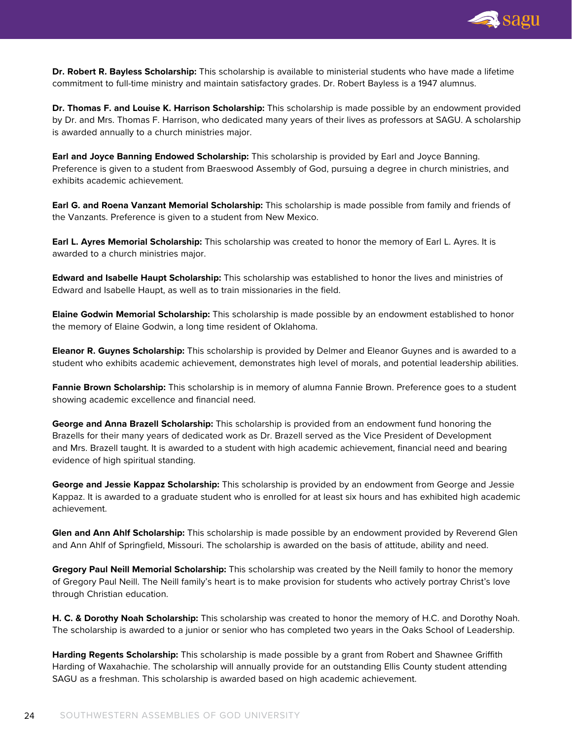**Dr. Robert R. Bayless Scholarship:** This scholarship is available to ministerial students who have made a lifetime commitment to full-time ministry and maintain satisfactory grades. Dr. Robert Bayless is a 1947 alumnus.

**Dr. Thomas F. and Louise K. Harrison Scholarship:** This scholarship is made possible by an endowment provided by Dr. and Mrs. Thomas F. Harrison, who dedicated many years of their lives as professors at SAGU. A scholarship is awarded annually to a church ministries major.

**Earl and Joyce Banning Endowed Scholarship:** This scholarship is provided by Earl and Joyce Banning. Preference is given to a student from Braeswood Assembly of God, pursuing a degree in church ministries, and exhibits academic achievement.

**Earl G. and Roena Vanzant Memorial Scholarship:** This scholarship is made possible from family and friends of the Vanzants. Preference is given to a student from New Mexico.

**Earl L. Ayres Memorial Scholarship:** This scholarship was created to honor the memory of Earl L. Ayres. It is awarded to a church ministries major.

**Edward and Isabelle Haupt Scholarship:** This scholarship was established to honor the lives and ministries of Edward and Isabelle Haupt, as well as to train missionaries in the field.

**Elaine Godwin Memorial Scholarship:** This scholarship is made possible by an endowment established to honor the memory of Elaine Godwin, a long time resident of Oklahoma.

**Eleanor R. Guynes Scholarship:** This scholarship is provided by Delmer and Eleanor Guynes and is awarded to a student who exhibits academic achievement, demonstrates high level of morals, and potential leadership abilities.

**Fannie Brown Scholarship:** This scholarship is in memory of alumna Fannie Brown. Preference goes to a student showing academic excellence and financial need.

**George and Anna Brazell Scholarship:** This scholarship is provided from an endowment fund honoring the Brazells for their many years of dedicated work as Dr. Brazell served as the Vice President of Development and Mrs. Brazell taught. It is awarded to a student with high academic achievement, financial need and bearing evidence of high spiritual standing.

**George and Jessie Kappaz Scholarship:** This scholarship is provided by an endowment from George and Jessie Kappaz. It is awarded to a graduate student who is enrolled for at least six hours and has exhibited high academic achievement.

**Glen and Ann Ahlf Scholarship:** This scholarship is made possible by an endowment provided by Reverend Glen and Ann Ahlf of Springfield, Missouri. The scholarship is awarded on the basis of attitude, ability and need.

**Gregory Paul Neill Memorial Scholarship:** This scholarship was created by the Neill family to honor the memory of Gregory Paul Neill. The Neill family's heart is to make provision for students who actively portray Christ's love through Christian education.

**H. C. & Dorothy Noah Scholarship:** This scholarship was created to honor the memory of H.C. and Dorothy Noah. The scholarship is awarded to a junior or senior who has completed two years in the Oaks School of Leadership.

**Harding Regents Scholarship:** This scholarship is made possible by a grant from Robert and Shawnee Griffith Harding of Waxahachie. The scholarship will annually provide for an outstanding Ellis County student attending SAGU as a freshman. This scholarship is awarded based on high academic achievement.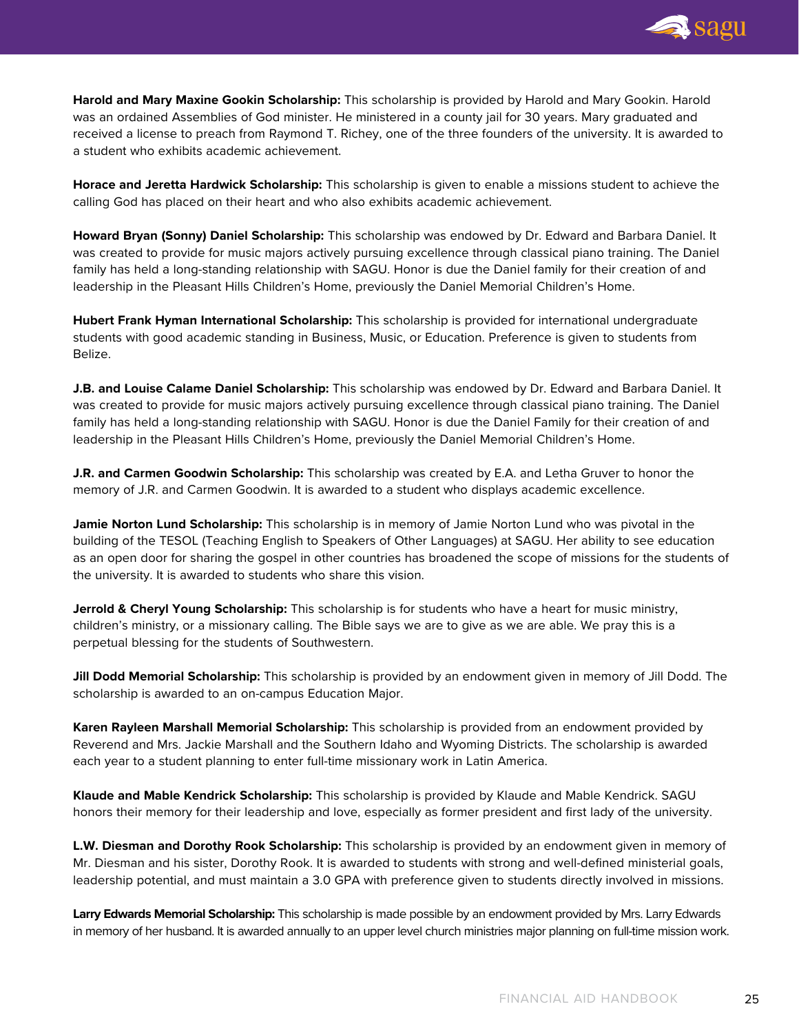**Harold and Mary Maxine Gookin Scholarship:** This scholarship is provided by Harold and Mary Gookin. Harold was an ordained Assemblies of God minister. He ministered in a county jail for 30 years. Mary graduated and received a license to preach from Raymond T. Richey, one of the three founders of the university. It is awarded to a student who exhibits academic achievement.

**Horace and Jeretta Hardwick Scholarship:** This scholarship is given to enable a missions student to achieve the calling God has placed on their heart and who also exhibits academic achievement.

**Howard Bryan (Sonny) Daniel Scholarship:** This scholarship was endowed by Dr. Edward and Barbara Daniel. It was created to provide for music majors actively pursuing excellence through classical piano training. The Daniel family has held a long-standing relationship with SAGU. Honor is due the Daniel family for their creation of and leadership in the Pleasant Hills Children's Home, previously the Daniel Memorial Children's Home.

**Hubert Frank Hyman International Scholarship:** This scholarship is provided for international undergraduate students with good academic standing in Business, Music, or Education. Preference is given to students from Belize.

**J.B. and Louise Calame Daniel Scholarship:** This scholarship was endowed by Dr. Edward and Barbara Daniel. It was created to provide for music majors actively pursuing excellence through classical piano training. The Daniel family has held a long-standing relationship with SAGU. Honor is due the Daniel Family for their creation of and leadership in the Pleasant Hills Children's Home, previously the Daniel Memorial Children's Home.

**J.R. and Carmen Goodwin Scholarship:** This scholarship was created by E.A. and Letha Gruver to honor the memory of J.R. and Carmen Goodwin. It is awarded to a student who displays academic excellence.

**Jamie Norton Lund Scholarship:** This scholarship is in memory of Jamie Norton Lund who was pivotal in the building of the TESOL (Teaching English to Speakers of Other Languages) at SAGU. Her ability to see education as an open door for sharing the gospel in other countries has broadened the scope of missions for the students of the university. It is awarded to students who share this vision.

**Jerrold & Cheryl Young Scholarship:** This scholarship is for students who have a heart for music ministry, children's ministry, or a missionary calling. The Bible says we are to give as we are able. We pray this is a perpetual blessing for the students of Southwestern.

**Jill Dodd Memorial Scholarship:** This scholarship is provided by an endowment given in memory of Jill Dodd. The scholarship is awarded to an on-campus Education Major.

**Karen Rayleen Marshall Memorial Scholarship:** This scholarship is provided from an endowment provided by Reverend and Mrs. Jackie Marshall and the Southern Idaho and Wyoming Districts. The scholarship is awarded each year to a student planning to enter full-time missionary work in Latin America.

**Klaude and Mable Kendrick Scholarship:** This scholarship is provided by Klaude and Mable Kendrick. SAGU honors their memory for their leadership and love, especially as former president and first lady of the university.

**L.W. Diesman and Dorothy Rook Scholarship:** This scholarship is provided by an endowment given in memory of Mr. Diesman and his sister, Dorothy Rook. It is awarded to students with strong and well-defined ministerial goals, leadership potential, and must maintain a 3.0 GPA with preference given to students directly involved in missions.

**Larry Edwards Memorial Scholarship:** This scholarship is made possible by an endowment provided by Mrs. Larry Edwards in memory of her husband. It is awarded annually to an upper level church ministries major planning on full-time mission work.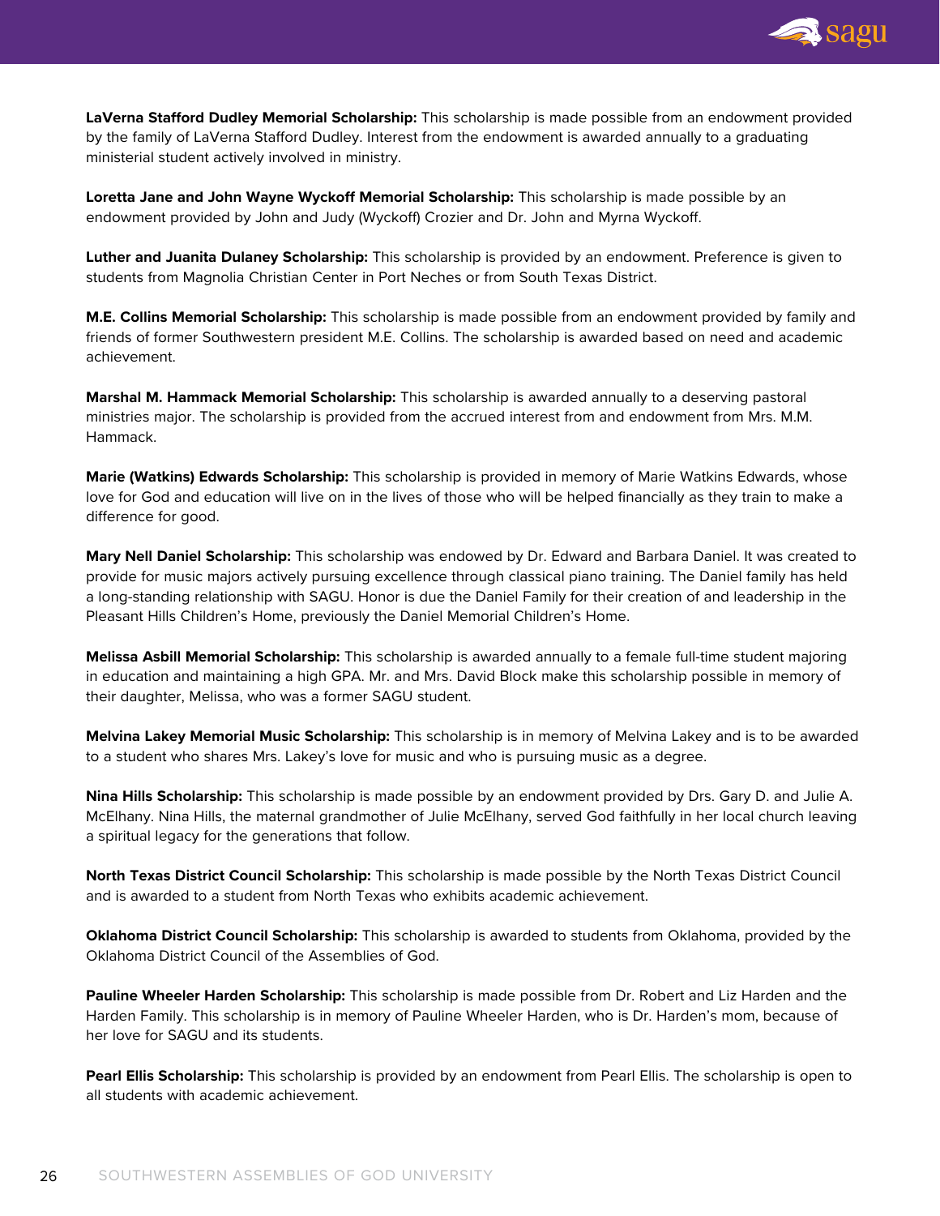**LaVerna Stafford Dudley Memorial Scholarship:** This scholarship is made possible from an endowment provided by the family of LaVerna Stafford Dudley. Interest from the endowment is awarded annually to a graduating ministerial student actively involved in ministry.

**Loretta Jane and John Wayne Wyckoff Memorial Scholarship:** This scholarship is made possible by an endowment provided by John and Judy (Wyckoff) Crozier and Dr. John and Myrna Wyckoff.

**Luther and Juanita Dulaney Scholarship:** This scholarship is provided by an endowment. Preference is given to students from Magnolia Christian Center in Port Neches or from South Texas District.

**M.E. Collins Memorial Scholarship:** This scholarship is made possible from an endowment provided by family and friends of former Southwestern president M.E. Collins. The scholarship is awarded based on need and academic achievement.

**Marshal M. Hammack Memorial Scholarship:** This scholarship is awarded annually to a deserving pastoral ministries major. The scholarship is provided from the accrued interest from and endowment from Mrs. M.M. Hammack.

**Marie (Watkins) Edwards Scholarship:** This scholarship is provided in memory of Marie Watkins Edwards, whose love for God and education will live on in the lives of those who will be helped financially as they train to make a difference for good.

**Mary Nell Daniel Scholarship:** This scholarship was endowed by Dr. Edward and Barbara Daniel. It was created to provide for music majors actively pursuing excellence through classical piano training. The Daniel family has held a long-standing relationship with SAGU. Honor is due the Daniel Family for their creation of and leadership in the Pleasant Hills Children's Home, previously the Daniel Memorial Children's Home.

**Melissa Asbill Memorial Scholarship:** This scholarship is awarded annually to a female full-time student majoring in education and maintaining a high GPA. Mr. and Mrs. David Block make this scholarship possible in memory of their daughter, Melissa, who was a former SAGU student.

**Melvina Lakey Memorial Music Scholarship:** This scholarship is in memory of Melvina Lakey and is to be awarded to a student who shares Mrs. Lakey's love for music and who is pursuing music as a degree.

**Nina Hills Scholarship:** This scholarship is made possible by an endowment provided by Drs. Gary D. and Julie A. McElhany. Nina Hills, the maternal grandmother of Julie McElhany, served God faithfully in her local church leaving a spiritual legacy for the generations that follow.

**North Texas District Council Scholarship:** This scholarship is made possible by the North Texas District Council and is awarded to a student from North Texas who exhibits academic achievement.

**Oklahoma District Council Scholarship:** This scholarship is awarded to students from Oklahoma, provided by the Oklahoma District Council of the Assemblies of God.

**Pauline Wheeler Harden Scholarship:** This scholarship is made possible from Dr. Robert and Liz Harden and the Harden Family. This scholarship is in memory of Pauline Wheeler Harden, who is Dr. Harden's mom, because of her love for SAGU and its students.

**Pearl Ellis Scholarship:** This scholarship is provided by an endowment from Pearl Ellis. The scholarship is open to all students with academic achievement.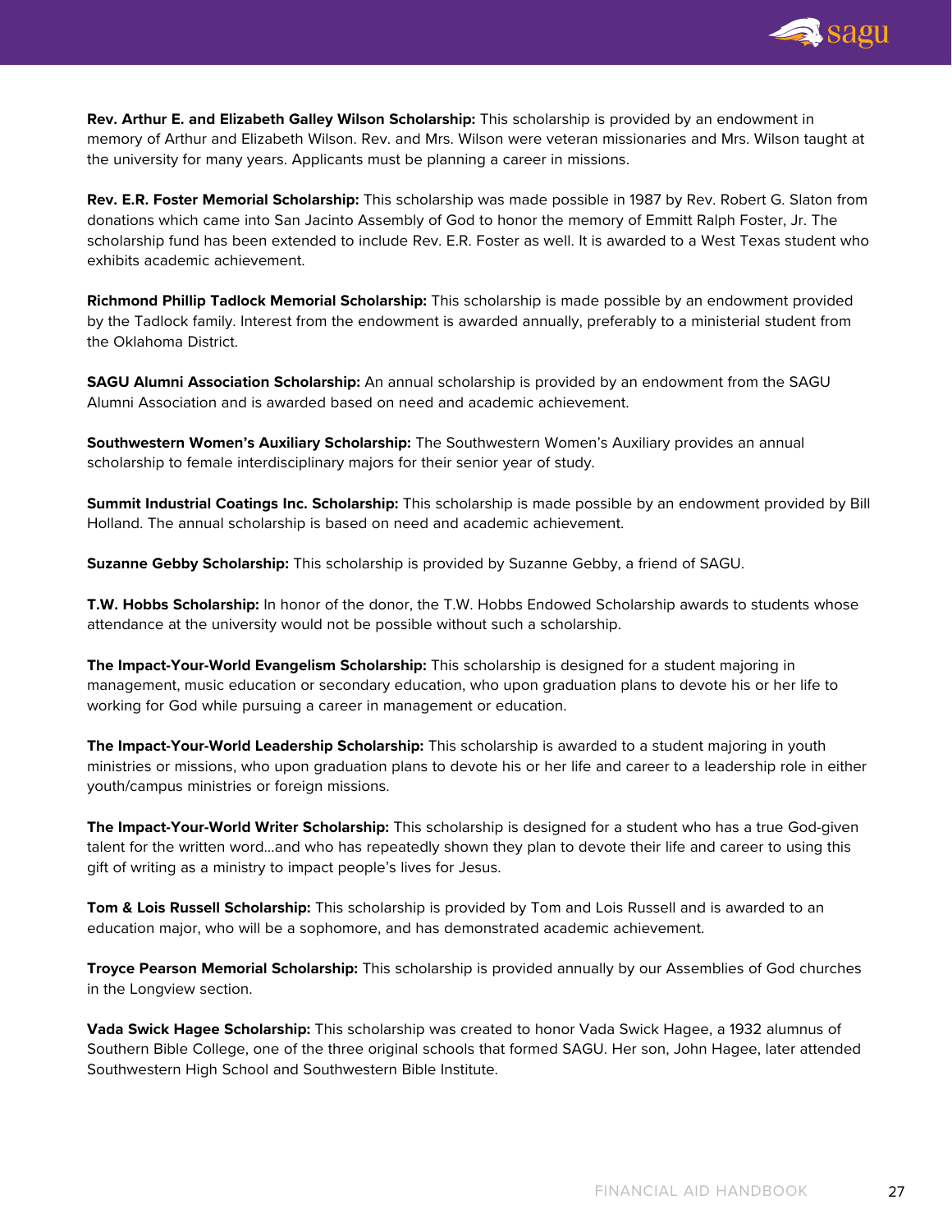**Rev. Arthur E. and Elizabeth Galley Wilson Scholarship:** This scholarship is provided by an endowment in memory of Arthur and Elizabeth Wilson. Rev. and Mrs. Wilson were veteran missionaries and Mrs. Wilson taught at the university for many years. Applicants must be planning a career in missions.

**Rev. E.R. Foster Memorial Scholarship:** This scholarship was made possible in 1987 by Rev. Robert G. Slaton from donations which came into San Jacinto Assembly of God to honor the memory of Emmitt Ralph Foster, Jr. The scholarship fund has been extended to include Rev. E.R. Foster as well. It is awarded to a West Texas student who exhibits academic achievement.

**Richmond Phillip Tadlock Memorial Scholarship:** This scholarship is made possible by an endowment provided by the Tadlock family. Interest from the endowment is awarded annually, preferably to a ministerial student from the Oklahoma District.

**SAGU Alumni Association Scholarship:** An annual scholarship is provided by an endowment from the SAGU Alumni Association and is awarded based on need and academic achievement.

**Southwestern Women's Auxiliary Scholarship:** The Southwestern Women's Auxiliary provides an annual scholarship to female interdisciplinary majors for their senior year of study.

**Summit Industrial Coatings Inc. Scholarship:** This scholarship is made possible by an endowment provided by Bill Holland. The annual scholarship is based on need and academic achievement.

**Suzanne Gebby Scholarship:** This scholarship is provided by Suzanne Gebby, a friend of SAGU.

**T.W. Hobbs Scholarship:** In honor of the donor, the T.W. Hobbs Endowed Scholarship awards to students whose attendance at the university would not be possible without such a scholarship.

**The Impact-Your-World Evangelism Scholarship:** This scholarship is designed for a student majoring in management, music education or secondary education, who upon graduation plans to devote his or her life to working for God while pursuing a career in management or education.

**The Impact-Your-World Leadership Scholarship:** This scholarship is awarded to a student majoring in youth ministries or missions, who upon graduation plans to devote his or her life and career to a leadership role in either youth/campus ministries or foreign missions.

**The Impact-Your-World Writer Scholarship:** This scholarship is designed for a student who has a true God-given talent for the written word…and who has repeatedly shown they plan to devote their life and career to using this gift of writing as a ministry to impact people's lives for Jesus.

**Tom & Lois Russell Scholarship:** This scholarship is provided by Tom and Lois Russell and is awarded to an education major, who will be a sophomore, and has demonstrated academic achievement.

**Troyce Pearson Memorial Scholarship:** This scholarship is provided annually by our Assemblies of God churches in the Longview section.

**Vada Swick Hagee Scholarship:** This scholarship was created to honor Vada Swick Hagee, a 1932 alumnus of Southern Bible College, one of the three original schools that formed SAGU. Her son, John Hagee, later attended Southwestern High School and Southwestern Bible Institute.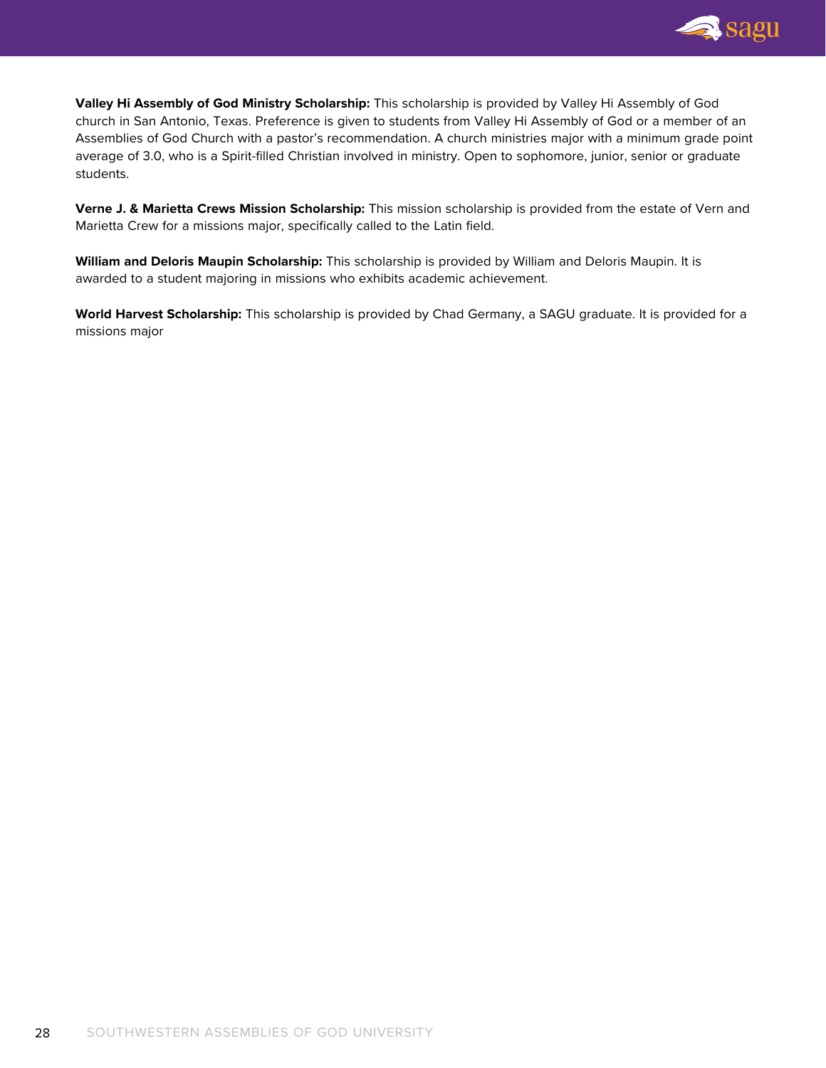**Valley Hi Assembly of God Ministry Scholarship:** This scholarship is provided by Valley Hi Assembly of God church in San Antonio, Texas. Preference is given to students from Valley Hi Assembly of God or a member of an Assemblies of God Church with a pastor's recommendation. A church ministries major with a minimum grade point average of 3.0, who is a Spirit-filled Christian involved in ministry. Open to sophomore, junior, senior or graduate students.

**Verne J. & Marietta Crews Mission Scholarship:** This mission scholarship is provided from the estate of Vern and Marietta Crew for a missions major, specifically called to the Latin field.

**William and Deloris Maupin Scholarship:** This scholarship is provided by William and Deloris Maupin. It is awarded to a student majoring in missions who exhibits academic achievement.

**World Harvest Scholarship:** This scholarship is provided by Chad Germany, a SAGU graduate. It is provided for a missions major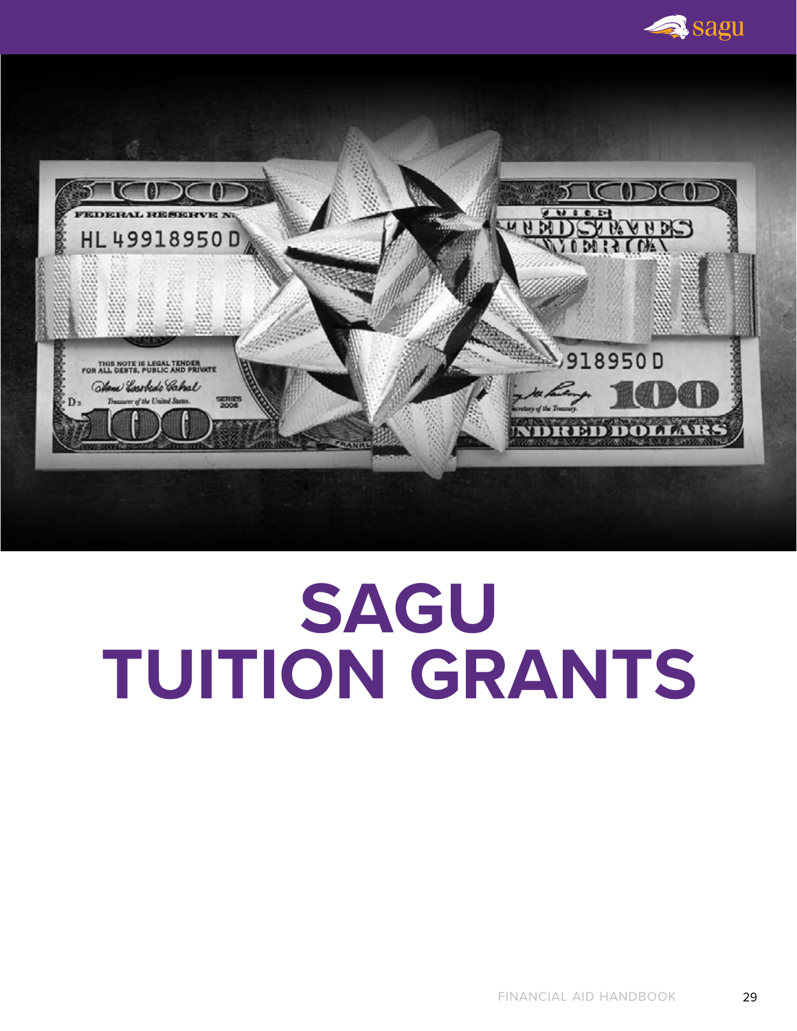# SAGU TUITION GRANTS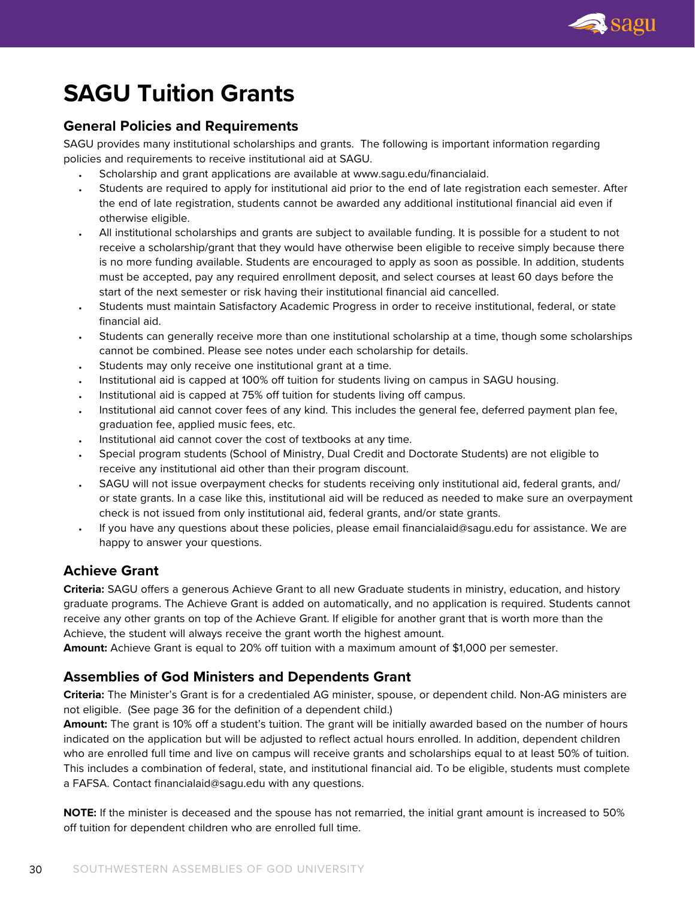# SAGU Tuition Grants

## General Policies and Requirements

SAGU provides many institutional scholarships and grants. The following is important information regarding policies and requirements to receive institutional aid at SAGU.

- Scholarship and grant applications are available at www.sagu.edu/financialaid.
- Students are required to apply for institutional aid prior to the end of late registration each semester. After the end of late registration, students cannot be awarded any additional institutional financial aid even if otherwise eligible.
- All institutional scholarships and grants are subject to available funding. It is possible for a student to not receive a scholarship/grant that they would have otherwise been eligible to receive simply because there is no more funding available. Students are encouraged to apply as soon as possible. In addition, students must be accepted, pay any required enrollment deposit, and select courses at least 60 days before the start of the next semester or risk having their institutional financial aid cancelled.
- Students must maintain Satisfactory Academic Progress in order to receive institutional, federal, or state financial aid.
- Students can generally receive more than one institutional scholarship at a time, though some scholarships cannot be combined. Please see notes under each scholarship for details.
- Students may only receive one institutional grant at a time.
- Institutional aid is capped at 100% off tuition for students living on campus in SAGU housing.
- Institutional aid is capped at 75% off tuition for students living off campus.
- Institutional aid cannot cover fees of any kind. This includes the general fee, deferred payment plan fee, graduation fee, applied music fees, etc.
- Institutional aid cannot cover the cost of textbooks at any time.
- Special program students (School of Ministry, Dual Credit and Doctorate Students) are not eligible to receive any institutional aid other than their program discount.
- SAGU will not issue overpayment checks for students receiving only institutional aid, federal grants, and/or state grants. In a case like this, institutional aid will be reduced as needed to make sure an overpayment check is not issued from only institutional aid, federal grants, and/or state grants.
- If you have any questions about these policies, please email financialaid@sagu.edu for assistance. We are happy to answer your questions.

## Achieve Grant

**Criteria:** SAGU offers a generous Achieve Grant to all new Graduate students in ministry, education, and history graduate programs. The Achieve Grant is added on automatically, and no application is required. Students cannot receive any other grants on top of the Achieve Grant. If eligible for another grant that is worth more than the Achieve, the student will always receive the grant worth the highest amount.

**Amount:** Achieve Grant is equal to 20% off tuition with a maximum amount of $1,000 per semester.

## Assemblies of God Ministers and Dependents Grant

**Criteria:** The Minister's Grant is for a credentialed AG minister, spouse, or dependent child. Non-AG ministers are not eligible. (See page 36 for the definition of a dependent child.)

**Amount:** The grant is 10% off a student's tuition. The grant will be initially awarded based on the number of hours indicated on the application but will be adjusted to reflect actual hours enrolled. In addition, dependent children who are enrolled full time and live on campus will receive grants and scholarships equal to at least 50% of tuition. This includes a combination of federal, state, and institutional financial aid. To be eligible, students must complete a FAFSA. Contact financialaid@sagu.edu with any questions.

**NOTE:** If the minister is deceased and the spouse has not remarried, the initial grant amount is increased to 50% off tuition for dependent children who are enrolled full time.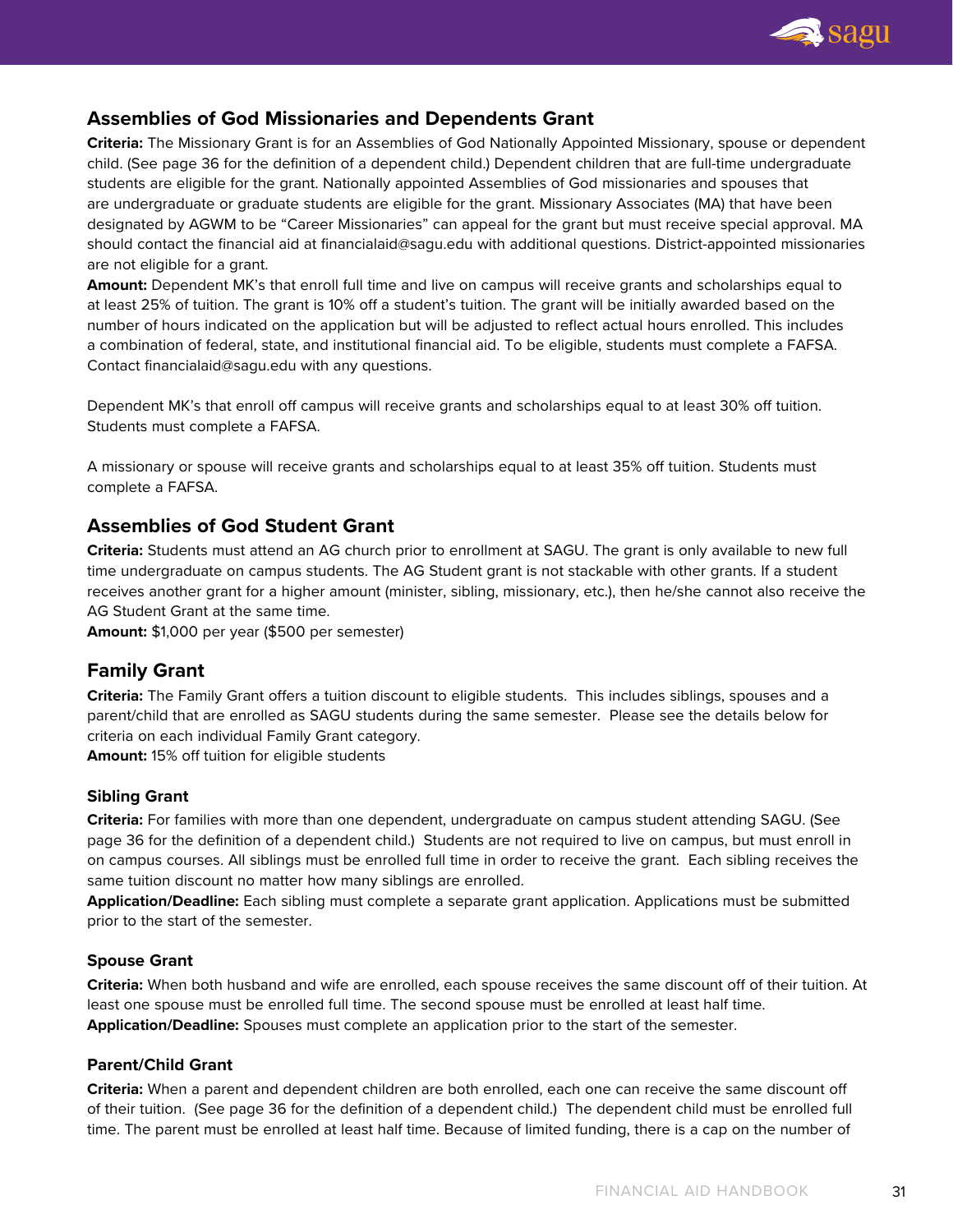## Assemblies of God Missionaries and Dependents Grant

**Criteria:** The Missionary Grant is for an Assemblies of God Nationally Appointed Missionary, spouse or dependent child. (See page 36 for the definition of a dependent child.) Dependent children that are full-time undergraduate students are eligible for the grant. Nationally appointed Assemblies of God missionaries and spouses that are undergraduate or graduate students are eligible for the grant. Missionary Associates (MA) that have been designated by AGWM to be "Career Missionaries" can appeal for the grant but must receive special approval. MA should contact the financial aid at financialaid@sagu.edu with additional questions. District-appointed missionaries are not eligible for a grant.

**Amount:** Dependent MK's that enroll full time and live on campus will receive grants and scholarships equal to at least 25% of tuition. The grant is 10% off a student's tuition. The grant will be initially awarded based on the number of hours indicated on the application but will be adjusted to reflect actual hours enrolled. This includes a combination of federal, state, and institutional financial aid. To be eligible, students must complete a FAFSA. Contact financialaid@sagu.edu with any questions.

Dependent MK's that enroll off campus will receive grants and scholarships equal to at least 30% off tuition. Students must complete a FAFSA.

A missionary or spouse will receive grants and scholarships equal to at least 35% off tuition. Students must complete a FAFSA.

## Assemblies of God Student Grant

**Criteria:** Students must attend an AG church prior to enrollment at SAGU. The grant is only available to new full time undergraduate on campus students. The AG Student grant is not stackable with other grants. If a student receives another grant for a higher amount (minister, sibling, missionary, etc.), then he/she cannot also receive the AG Student Grant at the same time.

**Amount:** $1,000 per year ($500 per semester)

## Family Grant

**Criteria:** The Family Grant offers a tuition discount to eligible students. This includes siblings, spouses and a parent/child that are enrolled as SAGU students during the same semester. Please see the details below for criteria on each individual Family Grant category.

**Amount:** 15% off tuition for eligible students

### Sibling Grant

**Criteria:** For families with more than one dependent, undergraduate on campus student attending SAGU. (See page 36 for the definition of a dependent child.) Students are not required to live on campus, but must enroll in on campus courses. All siblings must be enrolled full time in order to receive the grant. Each sibling receives the same tuition discount no matter how many siblings are enrolled.

**Application/Deadline:** Each sibling must complete a separate grant application. Applications must be submitted prior to the start of the semester.

### Spouse Grant

**Criteria:** When both husband and wife are enrolled, each spouse receives the same discount off of their tuition. At least one spouse must be enrolled full time. The second spouse must be enrolled at least half time.

**Application/Deadline:** Spouses must complete an application prior to the start of the semester.

### Parent/Child Grant

**Criteria:** When a parent and dependent children are both enrolled, each one can receive the same discount off of their tuition. (See page 36 for the definition of a dependent child.) The dependent child must be enrolled full time. The parent must be enrolled at least half time. Because of limited funding, there is a cap on the number of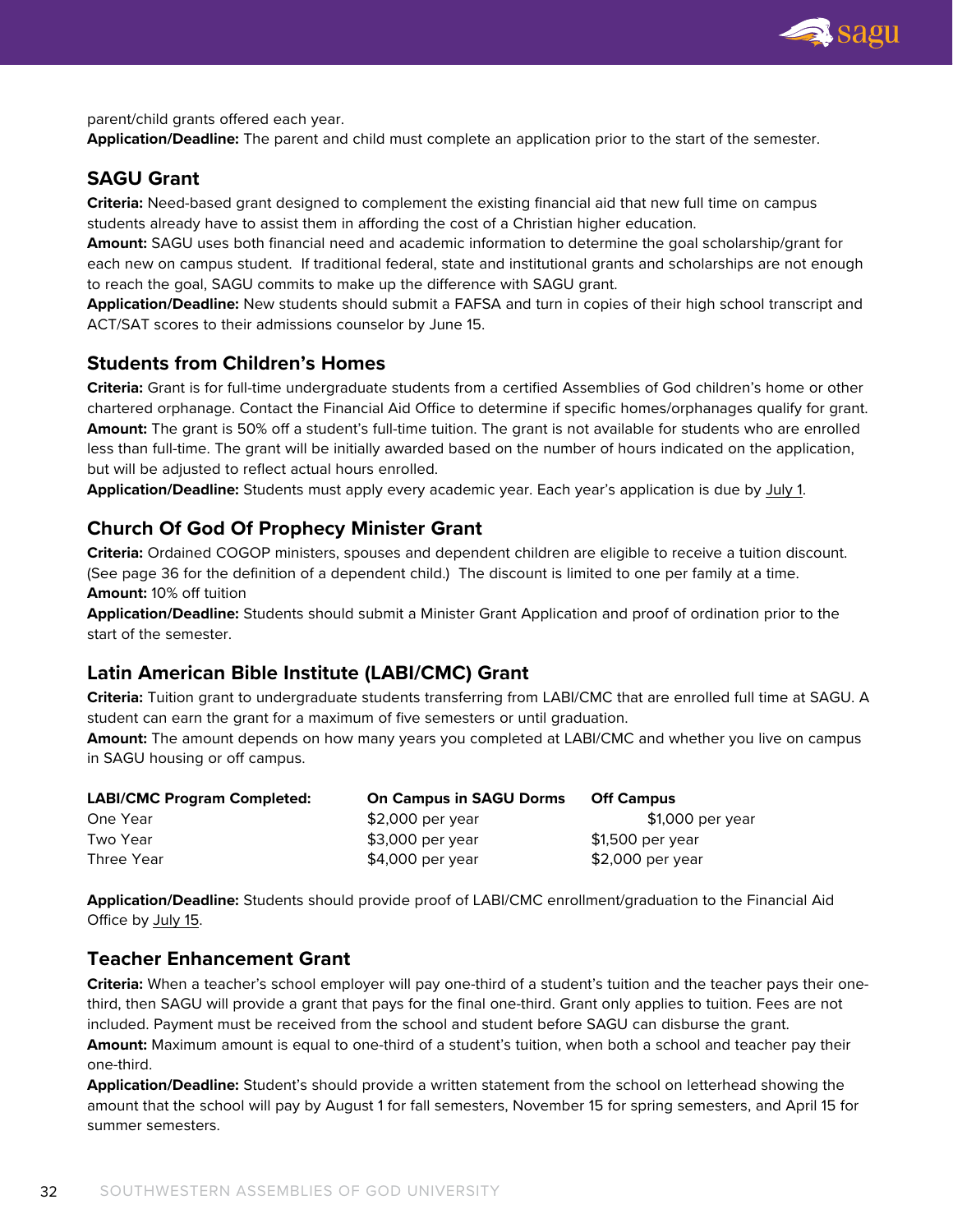parent/child grants offered each year.
**Application/Deadline:** The parent and child must complete an application prior to the start of the semester.

## SAGU Grant

**Criteria:** Need-based grant designed to complement the existing financial aid that new full time on campus students already have to assist them in affording the cost of a Christian higher education.
**Amount:** SAGU uses both financial need and academic information to determine the goal scholarship/grant for each new on campus student. If traditional federal, state and institutional grants and scholarships are not enough to reach the goal, SAGU commits to make up the difference with SAGU grant.
**Application/Deadline:** New students should submit a FAFSA and turn in copies of their high school transcript and ACT/SAT scores to their admissions counselor by June 15.

## Students from Children's Homes

**Criteria:** Grant is for full-time undergraduate students from a certified Assemblies of God children's home or other chartered orphanage. Contact the Financial Aid Office to determine if specific homes/orphanages qualify for grant.
**Amount:** The grant is 50% off a student's full-time tuition. The grant is not available for students who are enrolled less than full-time. The grant will be initially awarded based on the number of hours indicated on the application, but will be adjusted to reflect actual hours enrolled.
**Application/Deadline:** Students must apply every academic year. Each year's application is due by July 1.

## Church Of God Of Prophecy Minister Grant

**Criteria:** Ordained COGOP ministers, spouses and dependent children are eligible to receive a tuition discount. (See page 36 for the definition of a dependent child.) The discount is limited to one per family at a time.
**Amount:** 10% off tuition
**Application/Deadline:** Students should submit a Minister Grant Application and proof of ordination prior to the start of the semester.

## Latin American Bible Institute (LABI/CMC) Grant

**Criteria:** Tuition grant to undergraduate students transferring from LABI/CMC that are enrolled full time at SAGU. A student can earn the grant for a maximum of five semesters or until graduation.
**Amount:** The amount depends on how many years you completed at LABI/CMC and whether you live on campus in SAGU housing or off campus.

| LABI/CMC Program Completed: | On Campus in SAGU Dorms | Off Campus |
|---|---|---|
| One Year | $2,000 per year | $1,000 per year |
| Two Year | $3,000 per year | $1,500 per year |
| Three Year | $4,000 per year | $2,000 per year |

**Application/Deadline:** Students should provide proof of LABI/CMC enrollment/graduation to the Financial Aid Office by July 15.

## Teacher Enhancement Grant

**Criteria:** When a teacher's school employer will pay one-third of a student's tuition and the teacher pays their one-third, then SAGU will provide a grant that pays for the final one-third. Grant only applies to tuition. Fees are not included. Payment must be received from the school and student before SAGU can disburse the grant.
**Amount:** Maximum amount is equal to one-third of a student's tuition, when both a school and teacher pay their one-third.
**Application/Deadline:** Student's should provide a written statement from the school on letterhead showing the amount that the school will pay by August 1 for fall semesters, November 15 for spring semesters, and April 15 for summer semesters.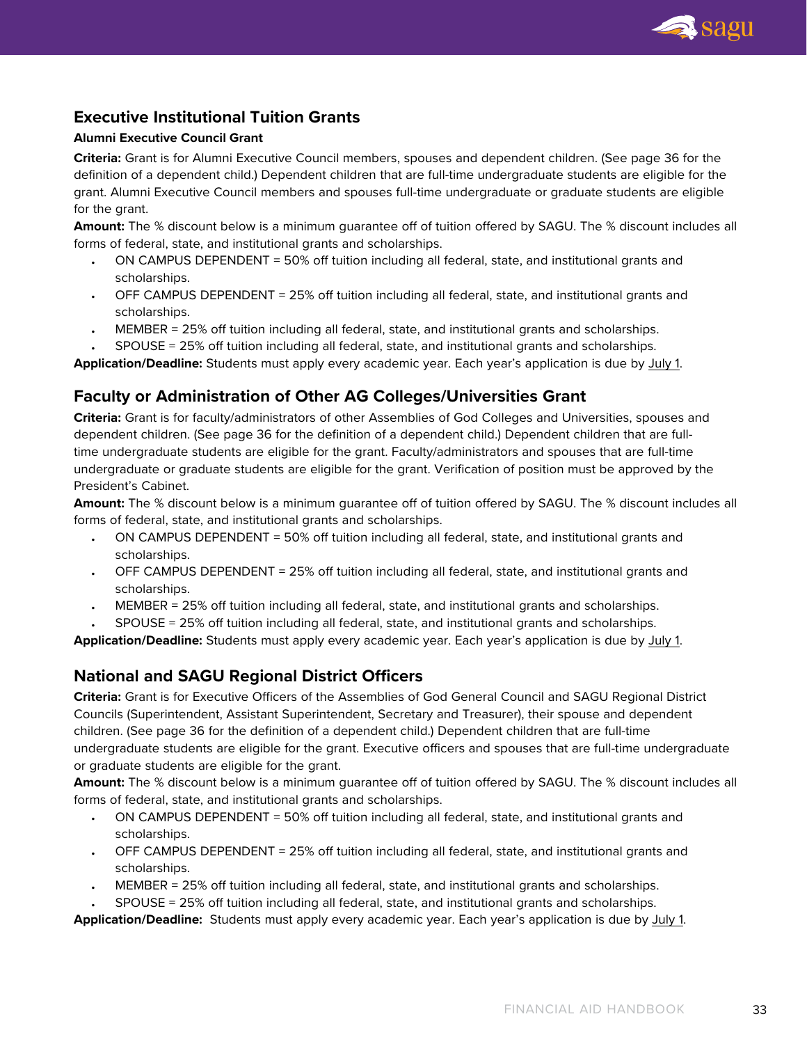## Executive Institutional Tuition Grants

### Alumni Executive Council Grant

**Criteria:** Grant is for Alumni Executive Council members, spouses and dependent children. (See page 36 for the definition of a dependent child.) Dependent children that are full-time undergraduate students are eligible for the grant. Alumni Executive Council members and spouses full-time undergraduate or graduate students are eligible for the grant.

**Amount:** The % discount below is a minimum guarantee off of tuition offered by SAGU. The % discount includes all forms of federal, state, and institutional grants and scholarships.

- ON CAMPUS DEPENDENT = 50% off tuition including all federal, state, and institutional grants and scholarships.
- OFF CAMPUS DEPENDENT = 25% off tuition including all federal, state, and institutional grants and scholarships.
- MEMBER = 25% off tuition including all federal, state, and institutional grants and scholarships.
- SPOUSE = 25% off tuition including all federal, state, and institutional grants and scholarships.

**Application/Deadline:** Students must apply every academic year. Each year's application is due by July 1.

## Faculty or Administration of Other AG Colleges/Universities Grant

**Criteria:** Grant is for faculty/administrators of other Assemblies of God Colleges and Universities, spouses and dependent children. (See page 36 for the definition of a dependent child.) Dependent children that are full-time undergraduate students are eligible for the grant. Faculty/administrators and spouses that are full-time undergraduate or graduate students are eligible for the grant. Verification of position must be approved by the President's Cabinet.

**Amount:** The % discount below is a minimum guarantee off of tuition offered by SAGU. The % discount includes all forms of federal, state, and institutional grants and scholarships.

- ON CAMPUS DEPENDENT = 50% off tuition including all federal, state, and institutional grants and scholarships.
- OFF CAMPUS DEPENDENT = 25% off tuition including all federal, state, and institutional grants and scholarships.
- MEMBER = 25% off tuition including all federal, state, and institutional grants and scholarships.
- SPOUSE = 25% off tuition including all federal, state, and institutional grants and scholarships.

**Application/Deadline:** Students must apply every academic year. Each year's application is due by July 1.

## National and SAGU Regional District Officers

**Criteria:** Grant is for Executive Officers of the Assemblies of God General Council and SAGU Regional District Councils (Superintendent, Assistant Superintendent, Secretary and Treasurer), their spouse and dependent children. (See page 36 for the definition of a dependent child.) Dependent children that are full-time undergraduate students are eligible for the grant. Executive officers and spouses that are full-time undergraduate or graduate students are eligible for the grant.

**Amount:** The % discount below is a minimum guarantee off of tuition offered by SAGU. The % discount includes all forms of federal, state, and institutional grants and scholarships.

- ON CAMPUS DEPENDENT = 50% off tuition including all federal, state, and institutional grants and scholarships.
- OFF CAMPUS DEPENDENT = 25% off tuition including all federal, state, and institutional grants and scholarships.
- MEMBER = 25% off tuition including all federal, state, and institutional grants and scholarships.
- SPOUSE = 25% off tuition including all federal, state, and institutional grants and scholarships.

**Application/Deadline:** Students must apply every academic year. Each year's application is due by July 1.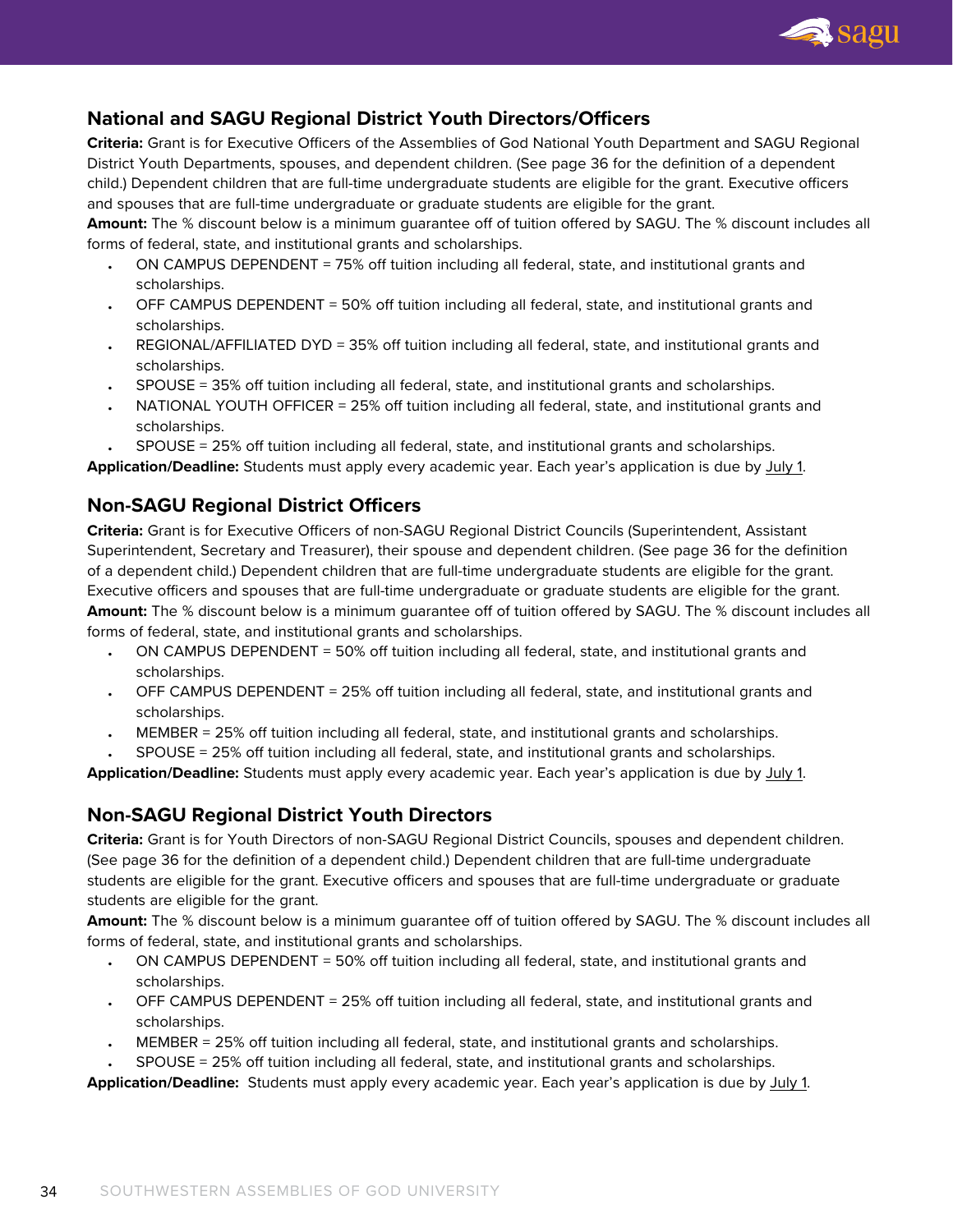## National and SAGU Regional District Youth Directors/Officers

**Criteria:** Grant is for Executive Officers of the Assemblies of God National Youth Department and SAGU Regional District Youth Departments, spouses, and dependent children. (See page 36 for the definition of a dependent child.) Dependent children that are full-time undergraduate students are eligible for the grant. Executive officers and spouses that are full-time undergraduate or graduate students are eligible for the grant.

**Amount:** The % discount below is a minimum guarantee off of tuition offered by SAGU. The % discount includes all forms of federal, state, and institutional grants and scholarships.

- ON CAMPUS DEPENDENT = 75% off tuition including all federal, state, and institutional grants and scholarships.
- OFF CAMPUS DEPENDENT = 50% off tuition including all federal, state, and institutional grants and scholarships.
- REGIONAL/AFFILIATED DYD = 35% off tuition including all federal, state, and institutional grants and scholarships.
- SPOUSE = 35% off tuition including all federal, state, and institutional grants and scholarships.
- NATIONAL YOUTH OFFICER = 25% off tuition including all federal, state, and institutional grants and scholarships.
- SPOUSE = 25% off tuition including all federal, state, and institutional grants and scholarships.

**Application/Deadline:** Students must apply every academic year. Each year's application is due by July 1.

## Non-SAGU Regional District Officers

**Criteria:** Grant is for Executive Officers of non-SAGU Regional District Councils (Superintendent, Assistant Superintendent, Secretary and Treasurer), their spouse and dependent children. (See page 36 for the definition of a dependent child.) Dependent children that are full-time undergraduate students are eligible for the grant. Executive officers and spouses that are full-time undergraduate or graduate students are eligible for the grant.

**Amount:** The % discount below is a minimum guarantee off of tuition offered by SAGU. The % discount includes all forms of federal, state, and institutional grants and scholarships.

- ON CAMPUS DEPENDENT = 50% off tuition including all federal, state, and institutional grants and scholarships.
- OFF CAMPUS DEPENDENT = 25% off tuition including all federal, state, and institutional grants and scholarships.
- MEMBER = 25% off tuition including all federal, state, and institutional grants and scholarships.
- SPOUSE = 25% off tuition including all federal, state, and institutional grants and scholarships.

**Application/Deadline:** Students must apply every academic year. Each year's application is due by July 1.

## Non-SAGU Regional District Youth Directors

**Criteria:** Grant is for Youth Directors of non-SAGU Regional District Councils, spouses and dependent children. (See page 36 for the definition of a dependent child.) Dependent children that are full-time undergraduate students are eligible for the grant. Executive officers and spouses that are full-time undergraduate or graduate students are eligible for the grant.

**Amount:** The % discount below is a minimum guarantee off of tuition offered by SAGU. The % discount includes all forms of federal, state, and institutional grants and scholarships.

- ON CAMPUS DEPENDENT = 50% off tuition including all federal, state, and institutional grants and scholarships.
- OFF CAMPUS DEPENDENT = 25% off tuition including all federal, state, and institutional grants and scholarships.
- MEMBER = 25% off tuition including all federal, state, and institutional grants and scholarships.
- SPOUSE = 25% off tuition including all federal, state, and institutional grants and scholarships.

**Application/Deadline:** Students must apply every academic year. Each year's application is due by July 1.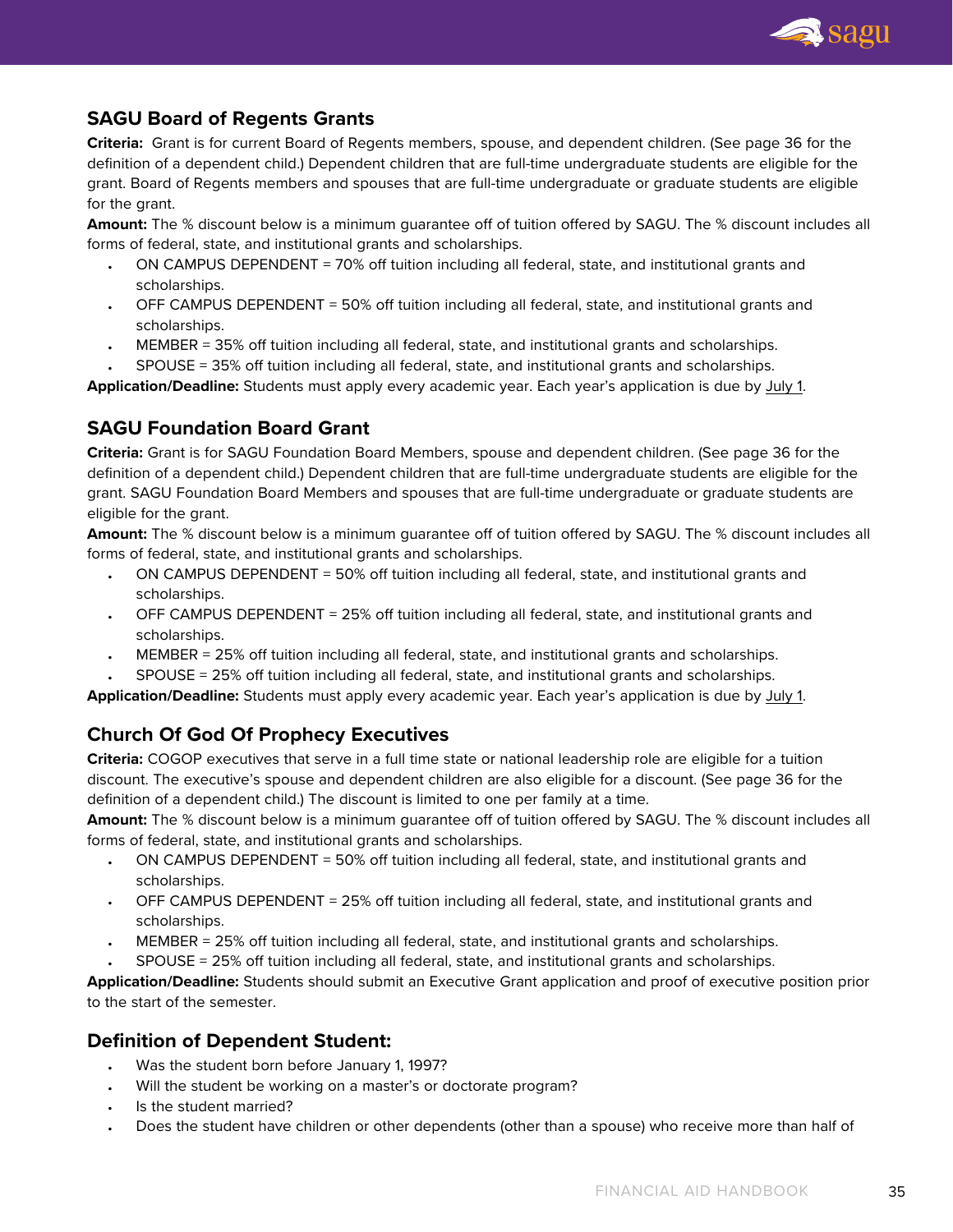## SAGU Board of Regents Grants

**Criteria:** Grant is for current Board of Regents members, spouse, and dependent children. (See page 36 for the definition of a dependent child.) Dependent children that are full-time undergraduate students are eligible for the grant. Board of Regents members and spouses that are full-time undergraduate or graduate students are eligible for the grant.

**Amount:** The % discount below is a minimum guarantee off of tuition offered by SAGU. The % discount includes all forms of federal, state, and institutional grants and scholarships.

- ON CAMPUS DEPENDENT = 70% off tuition including all federal, state, and institutional grants and scholarships.
- OFF CAMPUS DEPENDENT = 50% off tuition including all federal, state, and institutional grants and scholarships.
- MEMBER = 35% off tuition including all federal, state, and institutional grants and scholarships.
- SPOUSE = 35% off tuition including all federal, state, and institutional grants and scholarships.

**Application/Deadline:** Students must apply every academic year. Each year's application is due by July 1.

## SAGU Foundation Board Grant

**Criteria:** Grant is for SAGU Foundation Board Members, spouse and dependent children. (See page 36 for the definition of a dependent child.) Dependent children that are full-time undergraduate students are eligible for the grant. SAGU Foundation Board Members and spouses that are full-time undergraduate or graduate students are eligible for the grant.

**Amount:** The % discount below is a minimum guarantee off of tuition offered by SAGU. The % discount includes all forms of federal, state, and institutional grants and scholarships.

- ON CAMPUS DEPENDENT = 50% off tuition including all federal, state, and institutional grants and scholarships.
- OFF CAMPUS DEPENDENT = 25% off tuition including all federal, state, and institutional grants and scholarships.
- MEMBER = 25% off tuition including all federal, state, and institutional grants and scholarships.
- SPOUSE = 25% off tuition including all federal, state, and institutional grants and scholarships.

**Application/Deadline:** Students must apply every academic year. Each year's application is due by July 1.

## Church Of God Of Prophecy Executives

**Criteria:** COGOP executives that serve in a full time state or national leadership role are eligible for a tuition discount. The executive's spouse and dependent children are also eligible for a discount. (See page 36 for the definition of a dependent child.) The discount is limited to one per family at a time.

**Amount:** The % discount below is a minimum guarantee off of tuition offered by SAGU. The % discount includes all forms of federal, state, and institutional grants and scholarships.

- ON CAMPUS DEPENDENT = 50% off tuition including all federal, state, and institutional grants and scholarships.
- OFF CAMPUS DEPENDENT = 25% off tuition including all federal, state, and institutional grants and scholarships.
- MEMBER = 25% off tuition including all federal, state, and institutional grants and scholarships.
- SPOUSE = 25% off tuition including all federal, state, and institutional grants and scholarships.

**Application/Deadline:** Students should submit an Executive Grant application and proof of executive position prior to the start of the semester.

## Definition of Dependent Student:

- Was the student born before January 1, 1997?
- Will the student be working on a master's or doctorate program?
- Is the student married?
- Does the student have children or other dependents (other than a spouse) who receive more than half of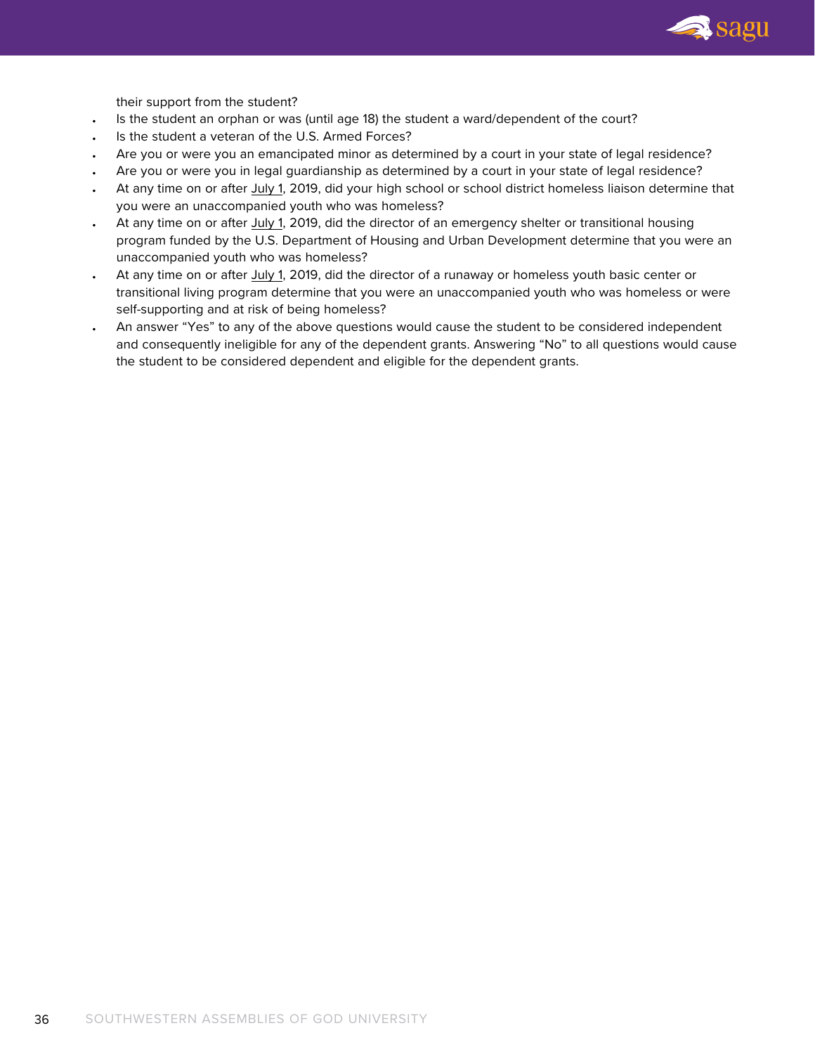their support from the student?

- Is the student an orphan or was (until age 18) the student a ward/dependent of the court?
- Is the student a veteran of the U.S. Armed Forces?
- Are you or were you an emancipated minor as determined by a court in your state of legal residence?
- Are you or were you in legal guardianship as determined by a court in your state of legal residence?
- At any time on or after July 1, 2019, did your high school or school district homeless liaison determine that you were an unaccompanied youth who was homeless?
- At any time on or after July 1, 2019, did the director of an emergency shelter or transitional housing program funded by the U.S. Department of Housing and Urban Development determine that you were an unaccompanied youth who was homeless?
- At any time on or after July 1, 2019, did the director of a runaway or homeless youth basic center or transitional living program determine that you were an unaccompanied youth who was homeless or were self-supporting and at risk of being homeless?
- An answer "Yes" to any of the above questions would cause the student to be considered independent and consequently ineligible for any of the dependent grants. Answering "No" to all questions would cause the student to be considered dependent and eligible for the dependent grants.